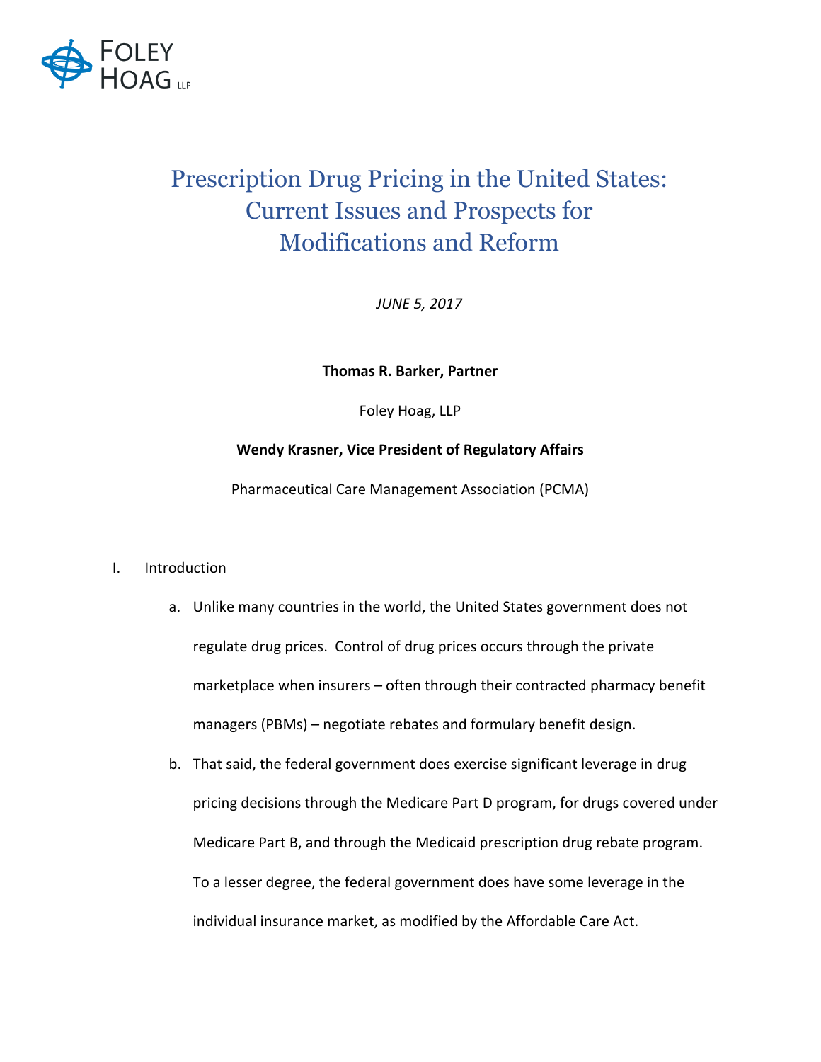# Prescription Drug Pricing in the United States: Current Issues and Prospects for Modifications and Reform

*JUNE 5, 2017*

**Thomas R. Barker, Partner**

Foley Hoag, LLP

**Wendy Krasner, Vice President of Regulatory Affairs**

Pharmaceutical Care Management Association (PCMA)

I. Introduction

   a. Unlike many countries in the world, the United States government does not regulate drug prices. Control of drug prices occurs through the private marketplace when insurers – often through their contracted pharmacy benefit managers (PBMs) – negotiate rebates and formulary benefit design.

   b. That said, the federal government does exercise significant leverage in drug pricing decisions through the Medicare Part D program, for drugs covered under Medicare Part B, and through the Medicaid prescription drug rebate program. To a lesser degree, the federal government does have some leverage in the individual insurance market, as modified by the Affordable Care Act.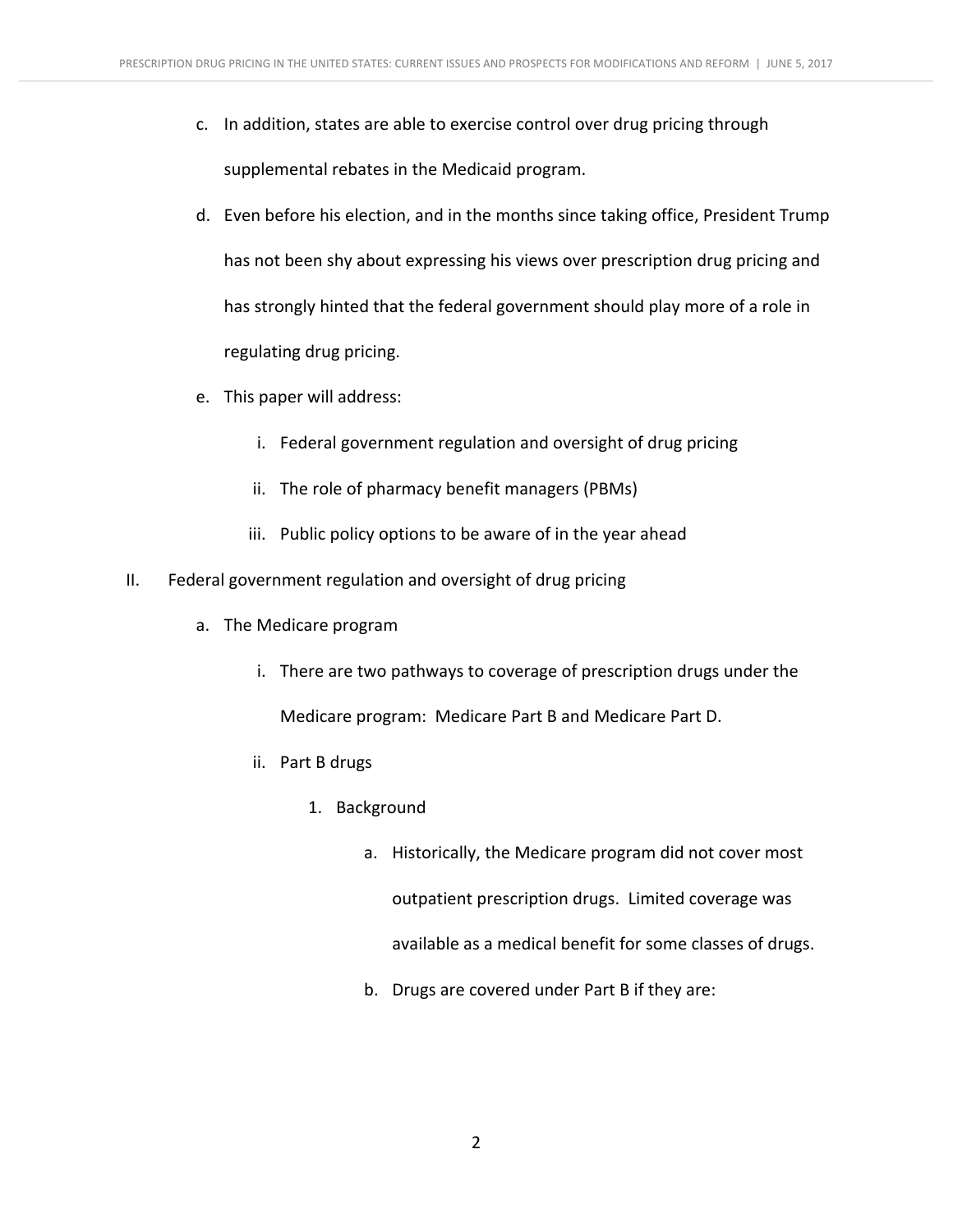c. In addition, states are able to exercise control over drug pricing through supplemental rebates in the Medicaid program.

d. Even before his election, and in the months since taking office, President Trump has not been shy about expressing his views over prescription drug pricing and has strongly hinted that the federal government should play more of a role in regulating drug pricing.

e. This paper will address:

   i. Federal government regulation and oversight of drug pricing

   ii. The role of pharmacy benefit managers (PBMs)

   iii. Public policy options to be aware of in the year ahead

II. Federal government regulation and oversight of drug pricing

   a. The Medicare program

      i. There are two pathways to coverage of prescription drugs under the Medicare program: Medicare Part B and Medicare Part D.

      ii. Part B drugs

         1. Background

            a. Historically, the Medicare program did not cover most outpatient prescription drugs. Limited coverage was available as a medical benefit for some classes of drugs.

            b. Drugs are covered under Part B if they are: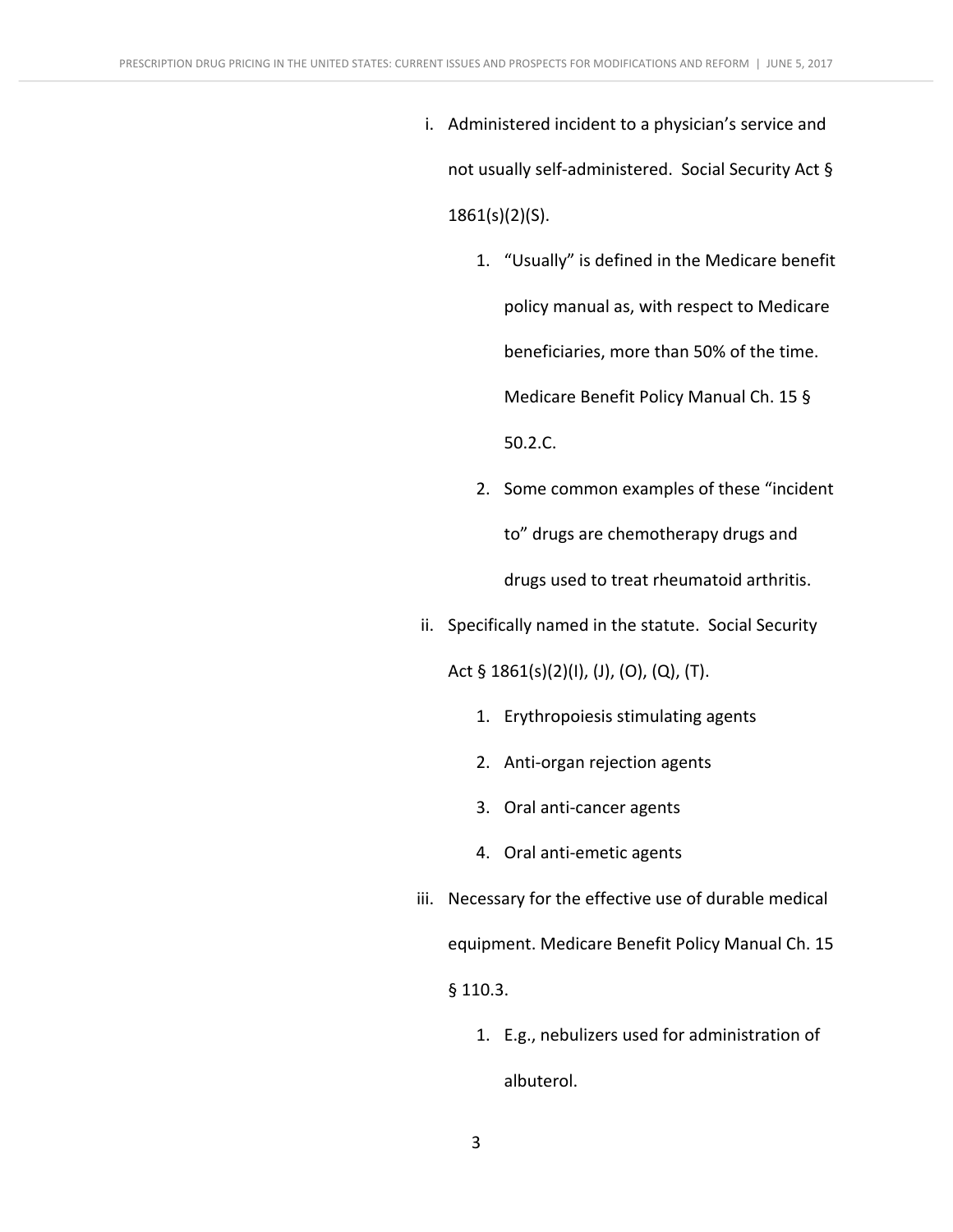i. Administered incident to a physician's service and not usually self-administered. Social Security Act § 1861(s)(2)(S).

    1. "Usually" is defined in the Medicare benefit policy manual as, with respect to Medicare beneficiaries, more than 50% of the time. Medicare Benefit Policy Manual Ch. 15 § 50.2.C.
    2. Some common examples of these "incident to" drugs are chemotherapy drugs and drugs used to treat rheumatoid arthritis.

ii. Specifically named in the statute. Social Security Act § 1861(s)(2)(I), (J), (O), (Q), (T).

    1. Erythropoiesis stimulating agents
    2. Anti-organ rejection agents
    3. Oral anti-cancer agents
    4. Oral anti-emetic agents

iii. Necessary for the effective use of durable medical equipment. Medicare Benefit Policy Manual Ch. 15 § 110.3.

    1. E.g., nebulizers used for administration of albuterol.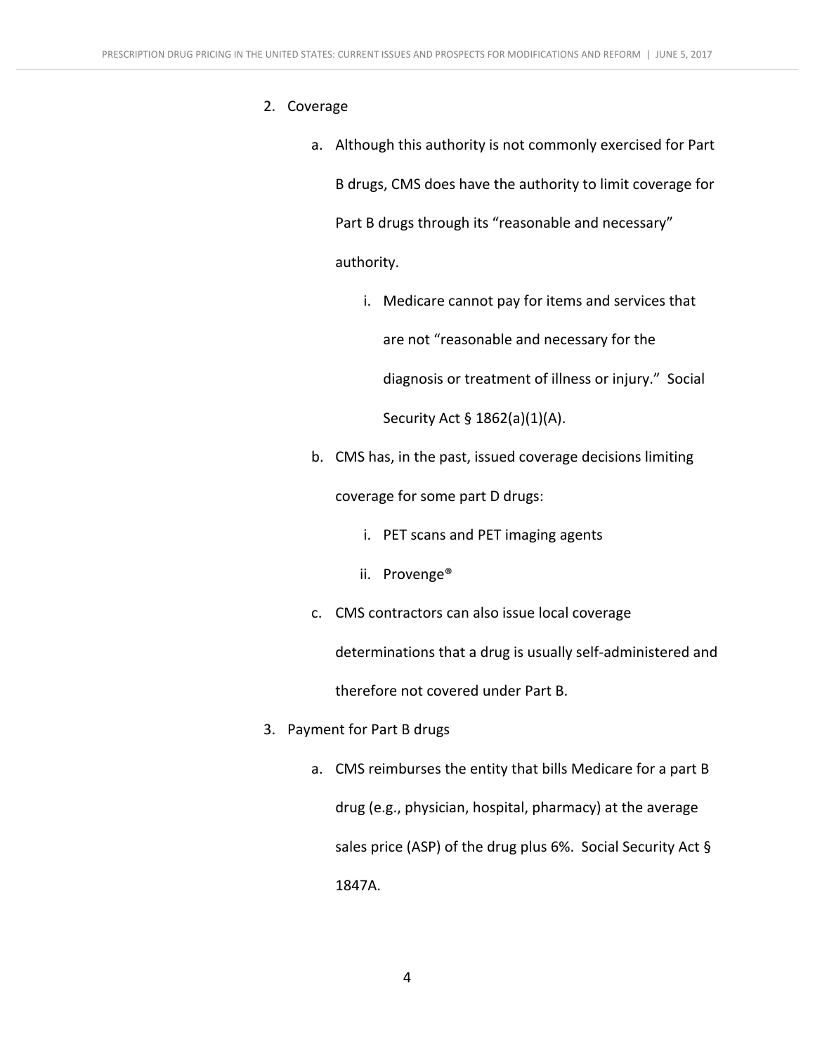2. Coverage

    a. Although this authority is not commonly exercised for Part B drugs, CMS does have the authority to limit coverage for Part B drugs through its "reasonable and necessary" authority.

        i. Medicare cannot pay for items and services that are not "reasonable and necessary for the diagnosis or treatment of illness or injury." Social Security Act § 1862(a)(1)(A).

    b. CMS has, in the past, issued coverage decisions limiting coverage for some part D drugs:

        i. PET scans and PET imaging agents

        ii. Provenge®

    c. CMS contractors can also issue local coverage determinations that a drug is usually self-administered and therefore not covered under Part B.

3. Payment for Part B drugs

    a. CMS reimburses the entity that bills Medicare for a part B drug (e.g., physician, hospital, pharmacy) at the average sales price (ASP) of the drug plus 6%. Social Security Act § 1847A.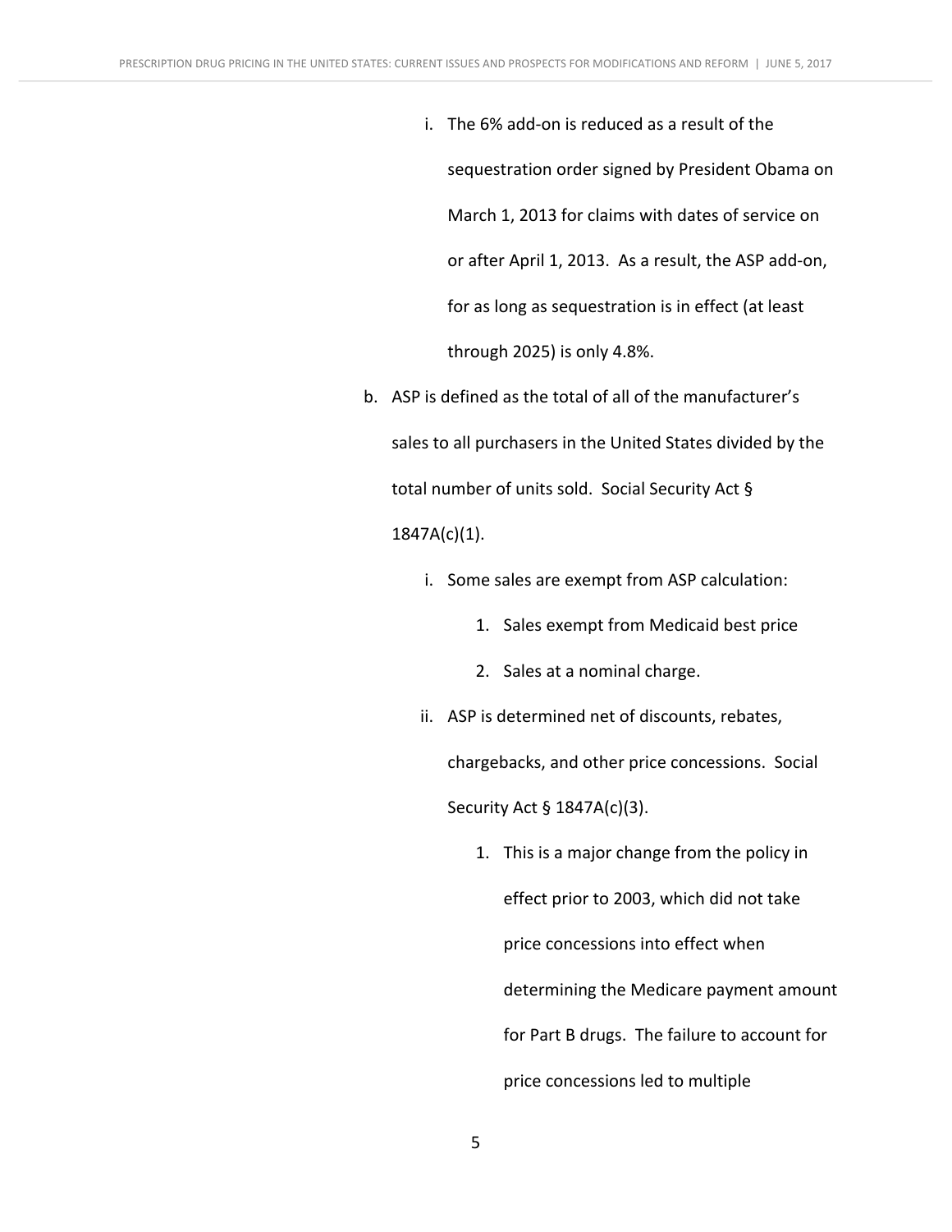i. The 6% add-on is reduced as a result of the sequestration order signed by President Obama on March 1, 2013 for claims with dates of service on or after April 1, 2013. As a result, the ASP add-on, for as long as sequestration is in effect (at least through 2025) is only 4.8%.

   b. ASP is defined as the total of all of the manufacturer's sales to all purchasers in the United States divided by the total number of units sold. Social Security Act § 1847A(c)(1).

        i. Some sales are exempt from ASP calculation:

            1. Sales exempt from Medicaid best price

            2. Sales at a nominal charge.

        ii. ASP is determined net of discounts, rebates, chargebacks, and other price concessions. Social Security Act § 1847A(c)(3).

            1. This is a major change from the policy in effect prior to 2003, which did not take price concessions into effect when determining the Medicare payment amount for Part B drugs. The failure to account for price concessions led to multiple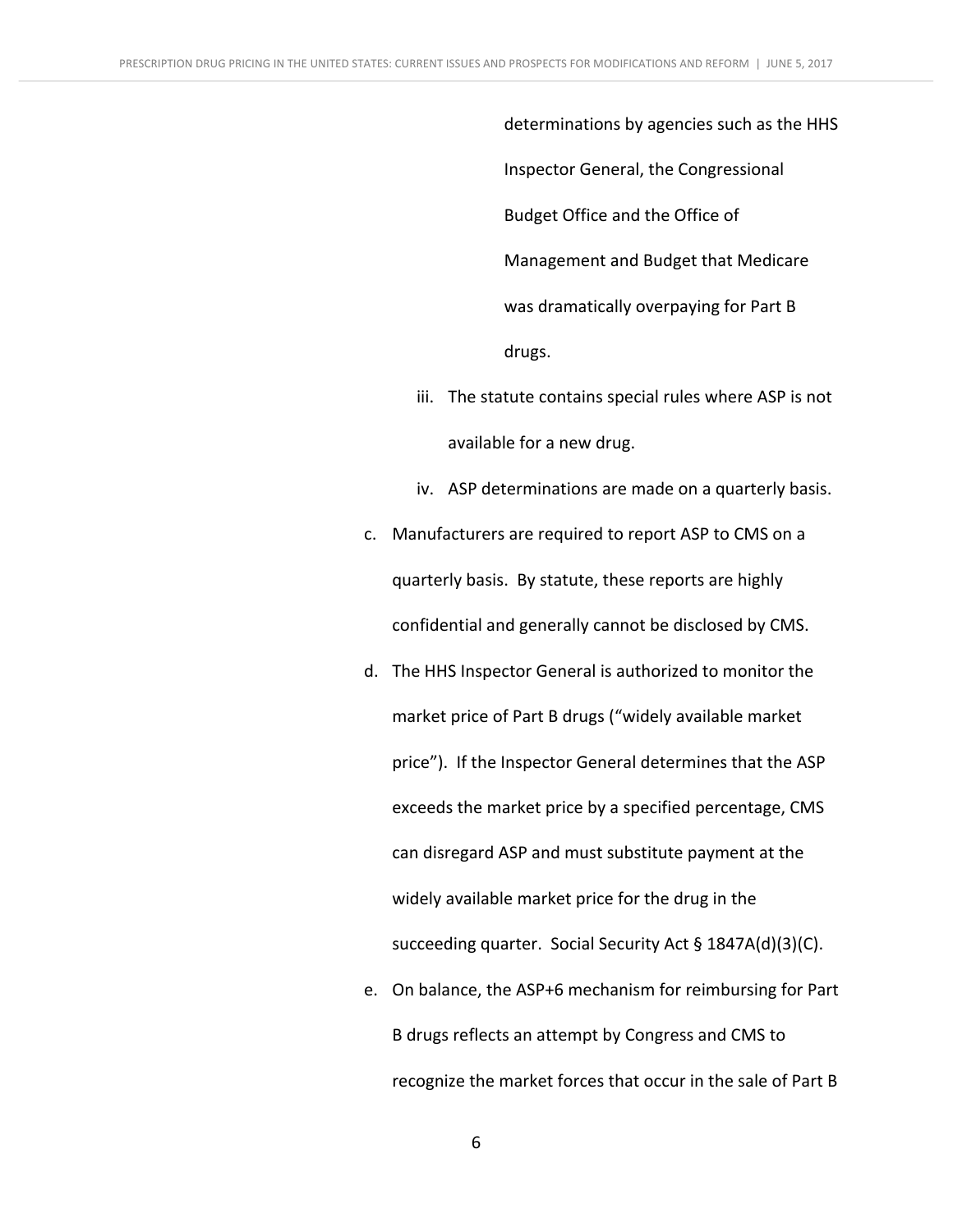determinations by agencies such as the HHS Inspector General, the Congressional Budget Office and the Office of Management and Budget that Medicare was dramatically overpaying for Part B drugs.

iii. The statute contains special rules where ASP is not available for a new drug.

iv. ASP determinations are made on a quarterly basis.

c. Manufacturers are required to report ASP to CMS on a quarterly basis. By statute, these reports are highly confidential and generally cannot be disclosed by CMS.

d. The HHS Inspector General is authorized to monitor the market price of Part B drugs ("widely available market price"). If the Inspector General determines that the ASP exceeds the market price by a specified percentage, CMS can disregard ASP and must substitute payment at the widely available market price for the drug in the succeeding quarter. Social Security Act § 1847A(d)(3)(C).

e. On balance, the ASP+6 mechanism for reimbursing for Part B drugs reflects an attempt by Congress and CMS to recognize the market forces that occur in the sale of Part B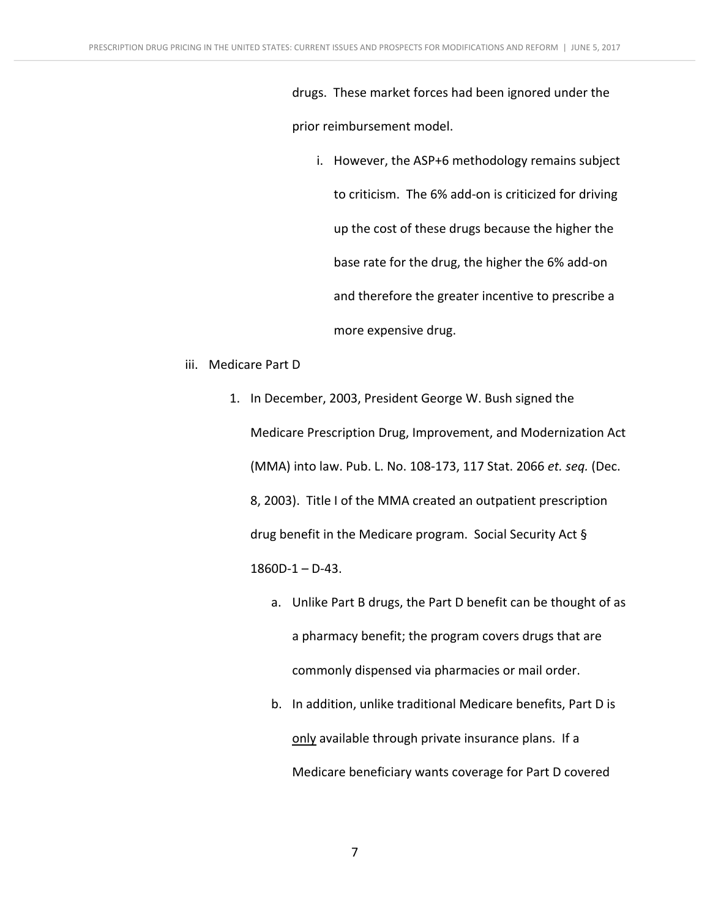drugs. These market forces had been ignored under the prior reimbursement model.

i. However, the ASP+6 methodology remains subject to criticism. The 6% add-on is criticized for driving up the cost of these drugs because the higher the base rate for the drug, the higher the 6% add-on and therefore the greater incentive to prescribe a more expensive drug.

iii. Medicare Part D

1. In December, 2003, President George W. Bush signed the Medicare Prescription Drug, Improvement, and Modernization Act (MMA) into law. Pub. L. No. 108-173, 117 Stat. 2066 *et. seq.* (Dec. 8, 2003). Title I of the MMA created an outpatient prescription drug benefit in the Medicare program. Social Security Act § 1860D-1 – D-43.

   a. Unlike Part B drugs, the Part D benefit can be thought of as a pharmacy benefit; the program covers drugs that are commonly dispensed via pharmacies or mail order.

   b. In addition, unlike traditional Medicare benefits, Part D is <u>only</u> available through private insurance plans. If a Medicare beneficiary wants coverage for Part D covered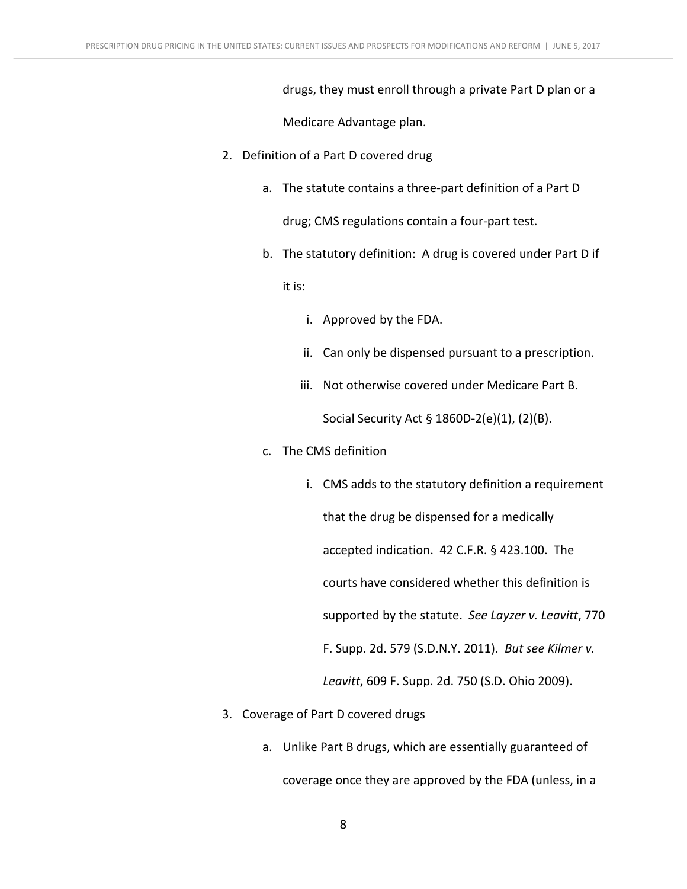drugs, they must enroll through a private Part D plan or a Medicare Advantage plan.

2. Definition of a Part D covered drug

   a. The statute contains a three-part definition of a Part D drug; CMS regulations contain a four-part test.

   b. The statutory definition: A drug is covered under Part D if it is:

      i. Approved by the FDA.

      ii. Can only be dispensed pursuant to a prescription.

      iii. Not otherwise covered under Medicare Part B. Social Security Act § 1860D-2(e)(1), (2)(B).

   c. The CMS definition

      i. CMS adds to the statutory definition a requirement that the drug be dispensed for a medically accepted indication. 42 C.F.R. § 423.100. The courts have considered whether this definition is supported by the statute. *See Layzer v. Leavitt*, 770 F. Supp. 2d. 579 (S.D.N.Y. 2011). *But see Kilmer v. Leavitt*, 609 F. Supp. 2d. 750 (S.D. Ohio 2009).

3. Coverage of Part D covered drugs

   a. Unlike Part B drugs, which are essentially guaranteed of coverage once they are approved by the FDA (unless, in a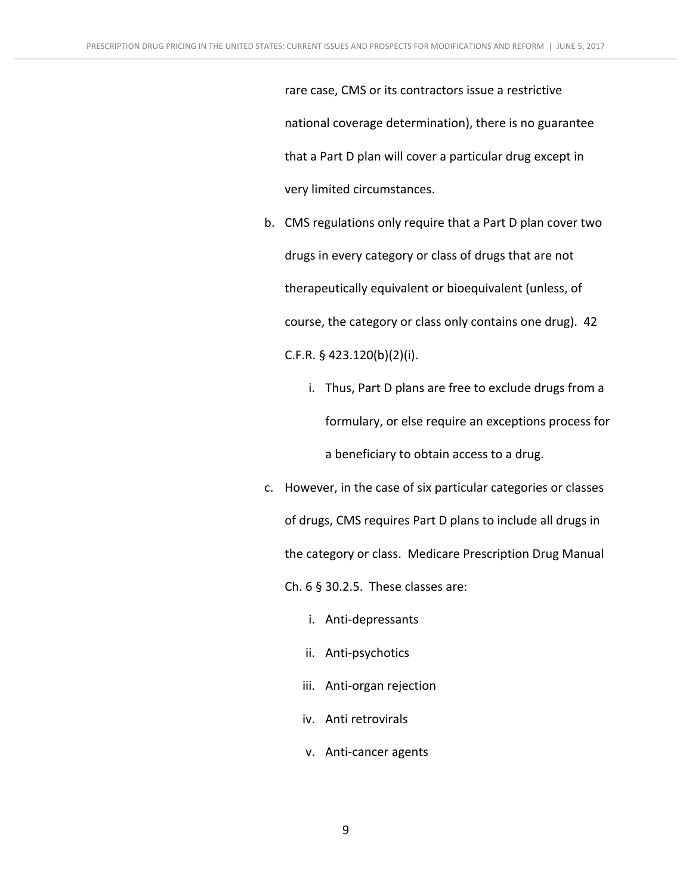rare case, CMS or its contractors issue a restrictive national coverage determination), there is no guarantee that a Part D plan will cover a particular drug except in very limited circumstances.

b. CMS regulations only require that a Part D plan cover two drugs in every category or class of drugs that are not therapeutically equivalent or bioequivalent (unless, of course, the category or class only contains one drug). 42 C.F.R. § 423.120(b)(2)(i).

    i. Thus, Part D plans are free to exclude drugs from a formulary, or else require an exceptions process for a beneficiary to obtain access to a drug.

c. However, in the case of six particular categories or classes of drugs, CMS requires Part D plans to include all drugs in the category or class. Medicare Prescription Drug Manual Ch. 6 § 30.2.5. These classes are:

    i. Anti-depressants
    ii. Anti-psychotics
    iii. Anti-organ rejection
    iv. Anti retrovirals
    v. Anti-cancer agents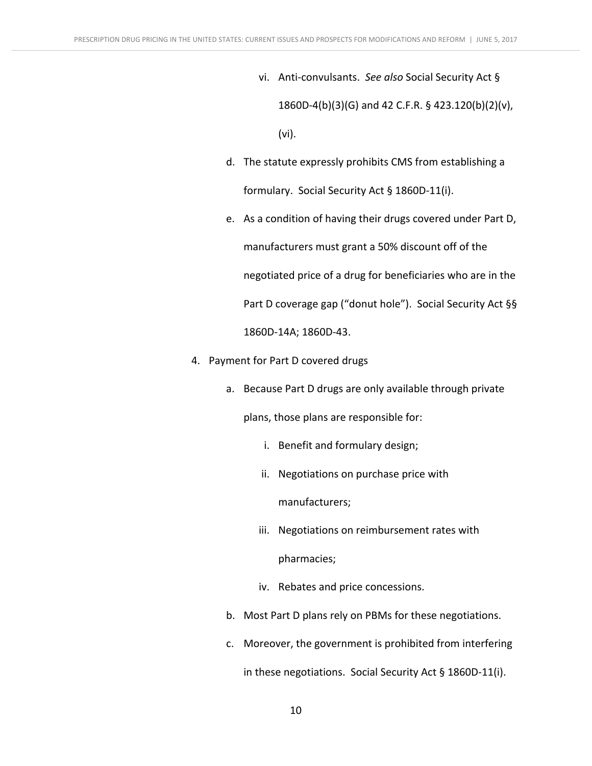- vi. Anti-convulsants. *See also* Social Security Act § 1860D-4(b)(3)(G) and 42 C.F.R. § 423.120(b)(2)(v), (vi).

   d. The statute expressly prohibits CMS from establishing a formulary. Social Security Act § 1860D-11(i).

   e. As a condition of having their drugs covered under Part D, manufacturers must grant a 50% discount off of the negotiated price of a drug for beneficiaries who are in the Part D coverage gap ("donut hole"). Social Security Act §§ 1860D-14A; 1860D-43.

4. Payment for Part D covered drugs

   a. Because Part D drugs are only available through private plans, those plans are responsible for:

      - i. Benefit and formulary design;
      - ii. Negotiations on purchase price with manufacturers;
      - iii. Negotiations on reimbursement rates with pharmacies;
      - iv. Rebates and price concessions.

   b. Most Part D plans rely on PBMs for these negotiations.

   c. Moreover, the government is prohibited from interfering in these negotiations. Social Security Act § 1860D-11(i).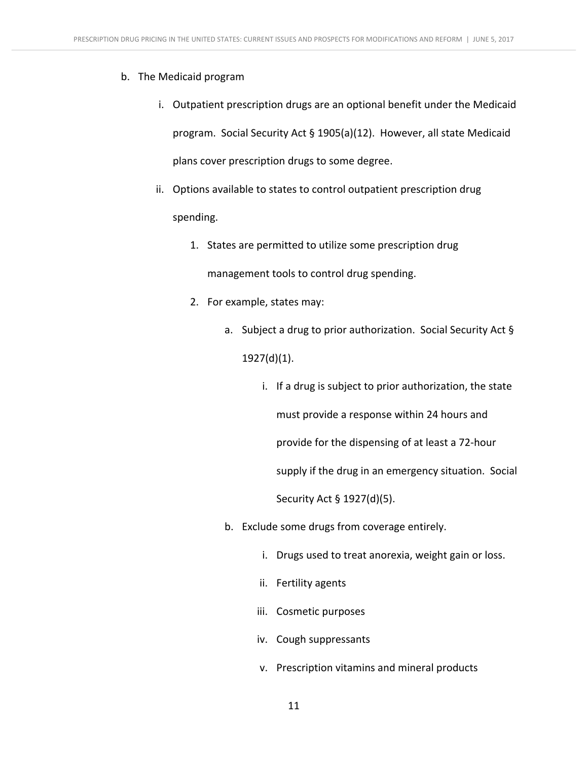b. The Medicaid program

    i. Outpatient prescription drugs are an optional benefit under the Medicaid program. Social Security Act § 1905(a)(12). However, all state Medicaid plans cover prescription drugs to some degree.

    ii. Options available to states to control outpatient prescription drug spending.

        1. States are permitted to utilize some prescription drug management tools to control drug spending.

        2. For example, states may:

            a. Subject a drug to prior authorization. Social Security Act § 1927(d)(1).

                i. If a drug is subject to prior authorization, the state must provide a response within 24 hours and provide for the dispensing of at least a 72-hour supply if the drug in an emergency situation. Social Security Act § 1927(d)(5).

            b. Exclude some drugs from coverage entirely.

                i. Drugs used to treat anorexia, weight gain or loss.

                ii. Fertility agents

                iii. Cosmetic purposes

                iv. Cough suppressants

                v. Prescription vitamins and mineral products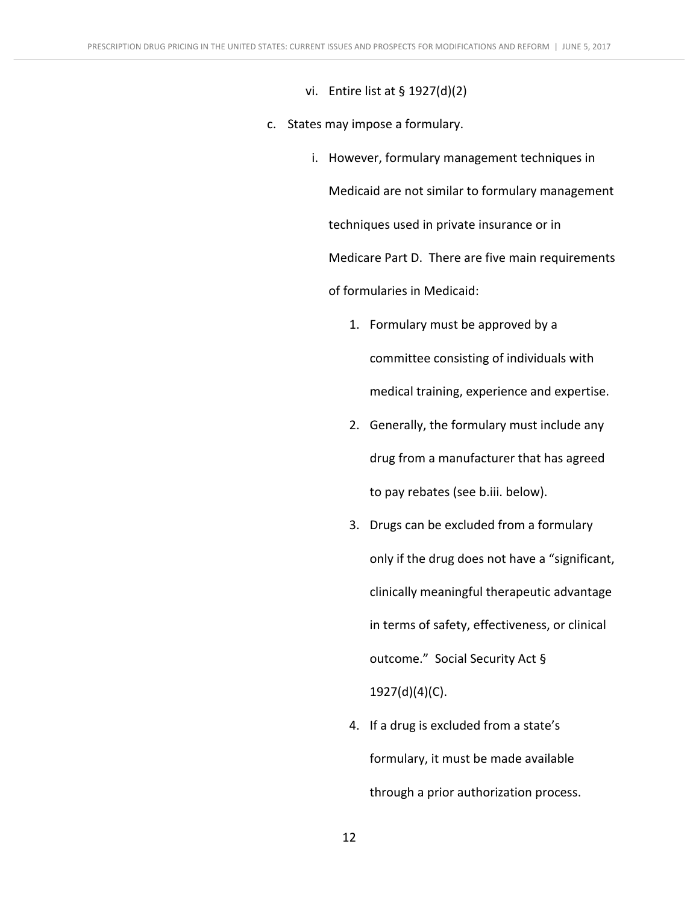vi. Entire list at § 1927(d)(2)

c. States may impose a formulary.

   i. However, formulary management techniques in Medicaid are not similar to formulary management techniques used in private insurance or in Medicare Part D. There are five main requirements of formularies in Medicaid:

      1. Formulary must be approved by a committee consisting of individuals with medical training, experience and expertise.
      2. Generally, the formulary must include any drug from a manufacturer that has agreed to pay rebates (see b.iii. below).
      3. Drugs can be excluded from a formulary only if the drug does not have a "significant, clinically meaningful therapeutic advantage in terms of safety, effectiveness, or clinical outcome." Social Security Act § 1927(d)(4)(C).
      4. If a drug is excluded from a state's formulary, it must be made available through a prior authorization process.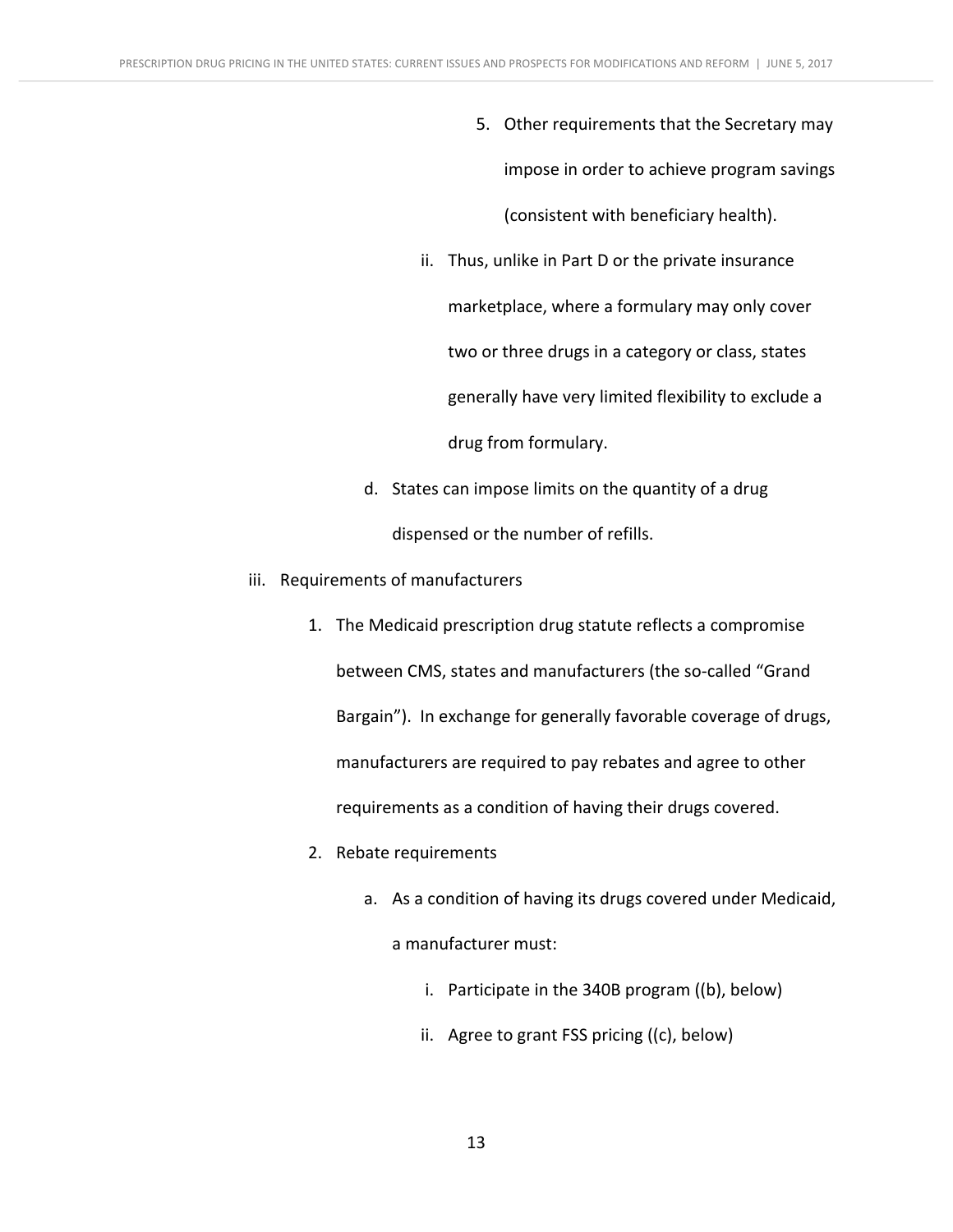5. Other requirements that the Secretary may impose in order to achieve program savings (consistent with beneficiary health).

        ii. Thus, unlike in Part D or the private insurance marketplace, where a formulary may only cover two or three drugs in a category or class, states generally have very limited flexibility to exclude a drug from formulary.

    d. States can impose limits on the quantity of a drug dispensed or the number of refills.

iii. Requirements of manufacturers

1. The Medicaid prescription drug statute reflects a compromise between CMS, states and manufacturers (the so-called "Grand Bargain"). In exchange for generally favorable coverage of drugs, manufacturers are required to pay rebates and agree to other requirements as a condition of having their drugs covered.

2. Rebate requirements

    a. As a condition of having its drugs covered under Medicaid, a manufacturer must:

        i. Participate in the 340B program ((b), below)

        ii. Agree to grant FSS pricing ((c), below)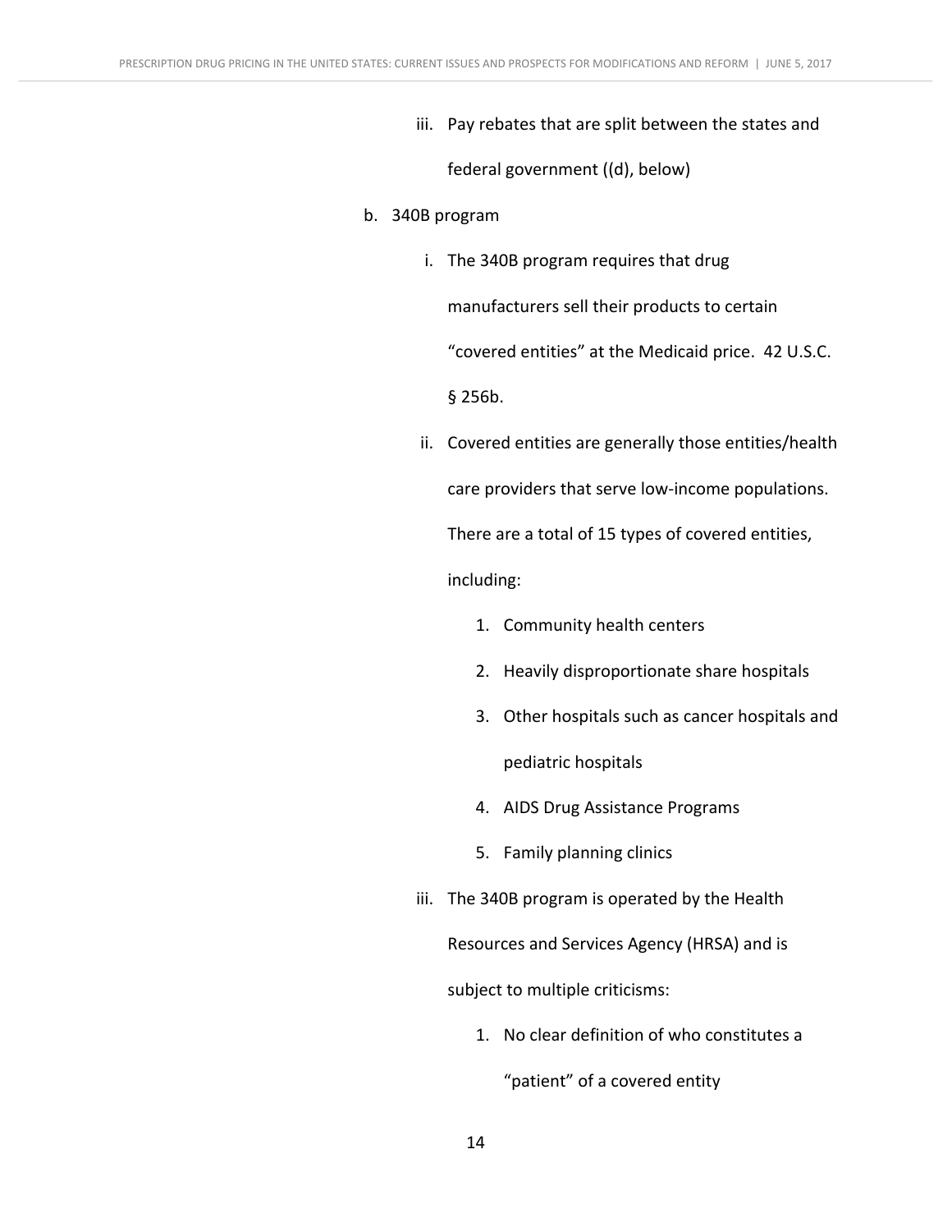iii. Pay rebates that are split between the states and federal government ((d), below)

b. 340B program

    i. The 340B program requires that drug manufacturers sell their products to certain "covered entities" at the Medicaid price. 42 U.S.C. § 256b.

    ii. Covered entities are generally those entities/health care providers that serve low-income populations. There are a total of 15 types of covered entities, including:

        1. Community health centers
        2. Heavily disproportionate share hospitals
        3. Other hospitals such as cancer hospitals and pediatric hospitals
        4. AIDS Drug Assistance Programs
        5. Family planning clinics

    iii. The 340B program is operated by the Health Resources and Services Agency (HRSA) and is subject to multiple criticisms:

        1. No clear definition of who constitutes a "patient" of a covered entity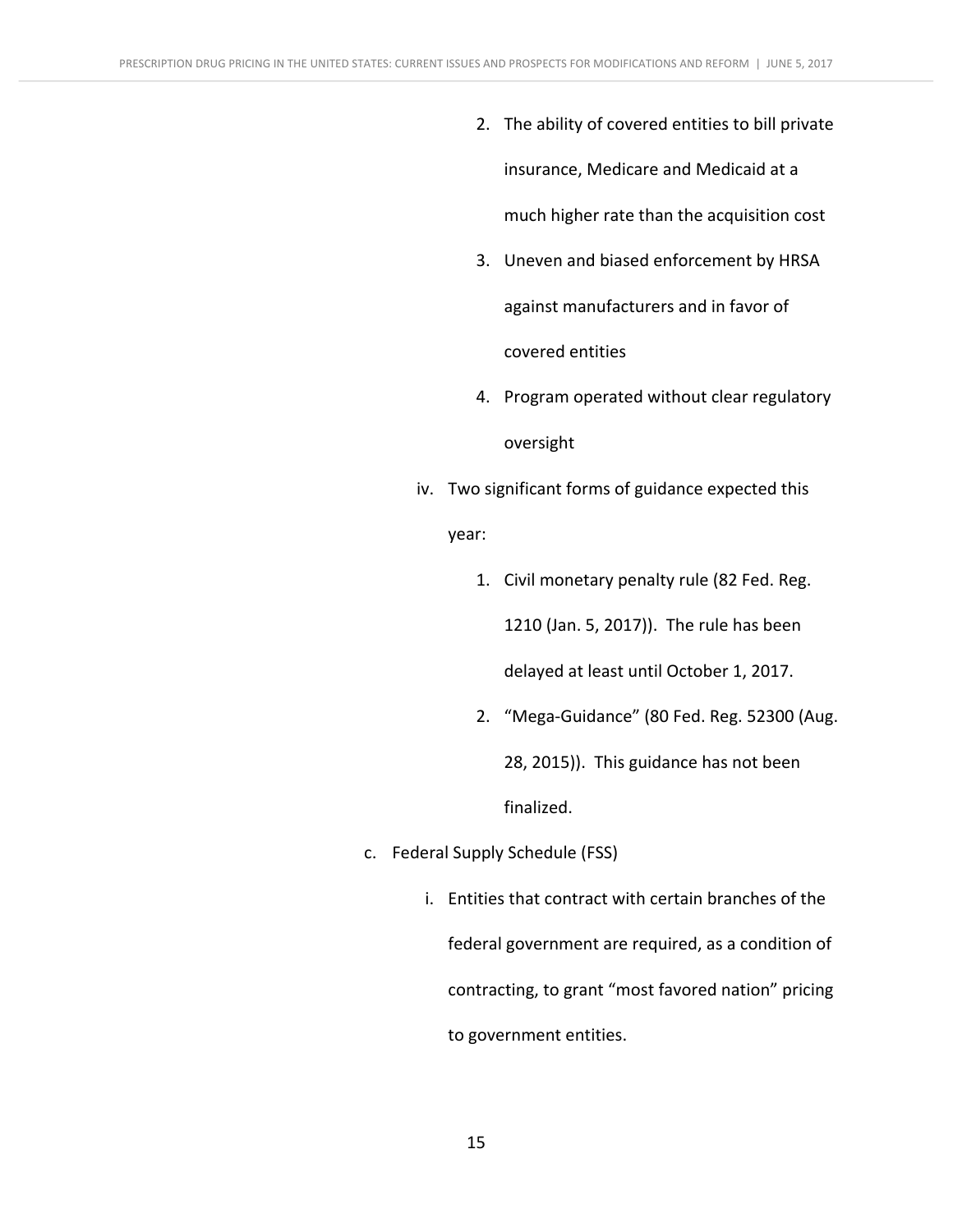2. The ability of covered entities to bill private insurance, Medicare and Medicaid at a much higher rate than the acquisition cost
3. Uneven and biased enforcement by HRSA against manufacturers and in favor of covered entities
4. Program operated without clear regulatory oversight

iv. Two significant forms of guidance expected this year:

1. Civil monetary penalty rule (82 Fed. Reg. 1210 (Jan. 5, 2017)). The rule has been delayed at least until October 1, 2017.
2. "Mega-Guidance" (80 Fed. Reg. 52300 (Aug. 28, 2015)). This guidance has not been finalized.

c. Federal Supply Schedule (FSS)

i. Entities that contract with certain branches of the federal government are required, as a condition of contracting, to grant "most favored nation" pricing to government entities.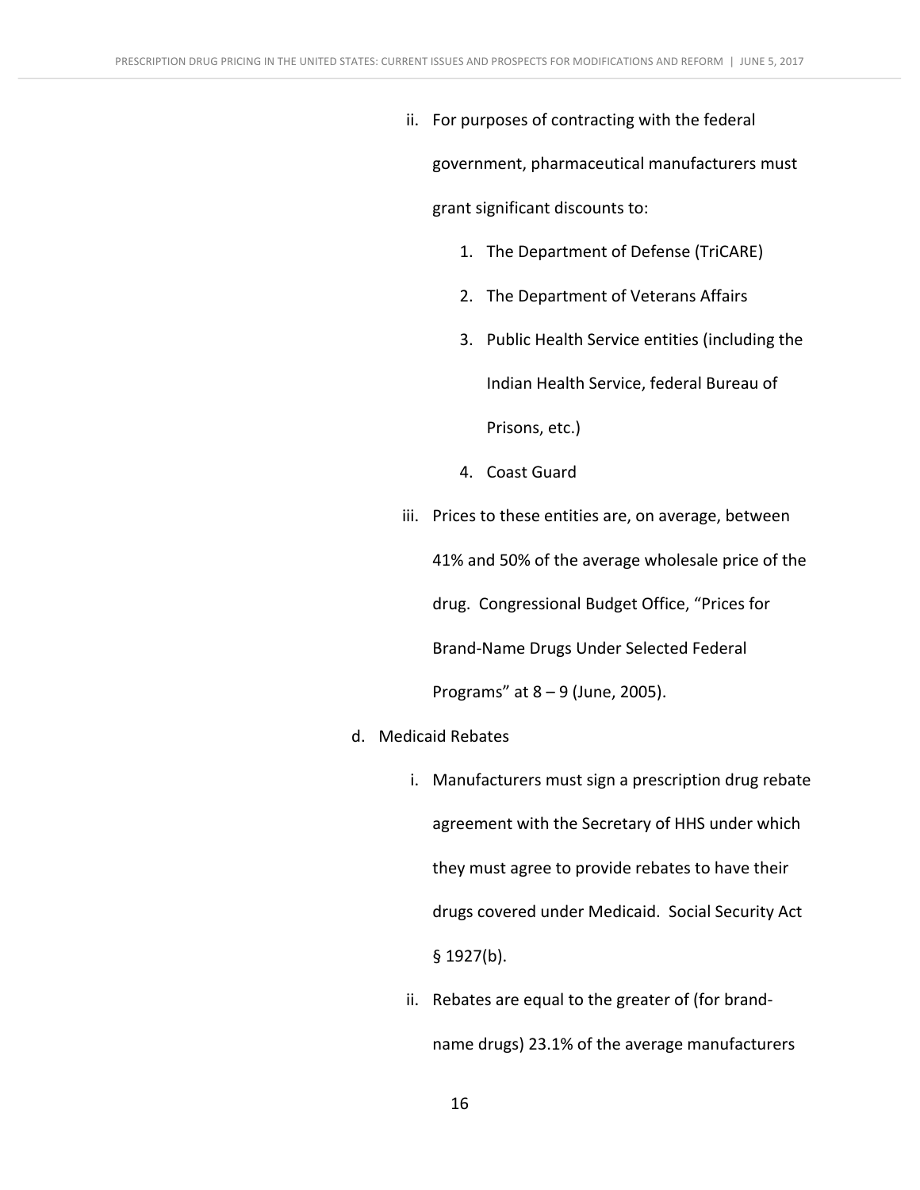ii. For purposes of contracting with the federal government, pharmaceutical manufacturers must grant significant discounts to:

    1. The Department of Defense (TriCARE)
    2. The Department of Veterans Affairs
    3. Public Health Service entities (including the Indian Health Service, federal Bureau of Prisons, etc.)
    4. Coast Guard

iii. Prices to these entities are, on average, between 41% and 50% of the average wholesale price of the drug. Congressional Budget Office, "Prices for Brand-Name Drugs Under Selected Federal Programs" at 8 – 9 (June, 2005).

d. Medicaid Rebates

    i. Manufacturers must sign a prescription drug rebate agreement with the Secretary of HHS under which they must agree to provide rebates to have their drugs covered under Medicaid. Social Security Act § 1927(b).

    ii. Rebates are equal to the greater of (for brand-name drugs) 23.1% of the average manufacturers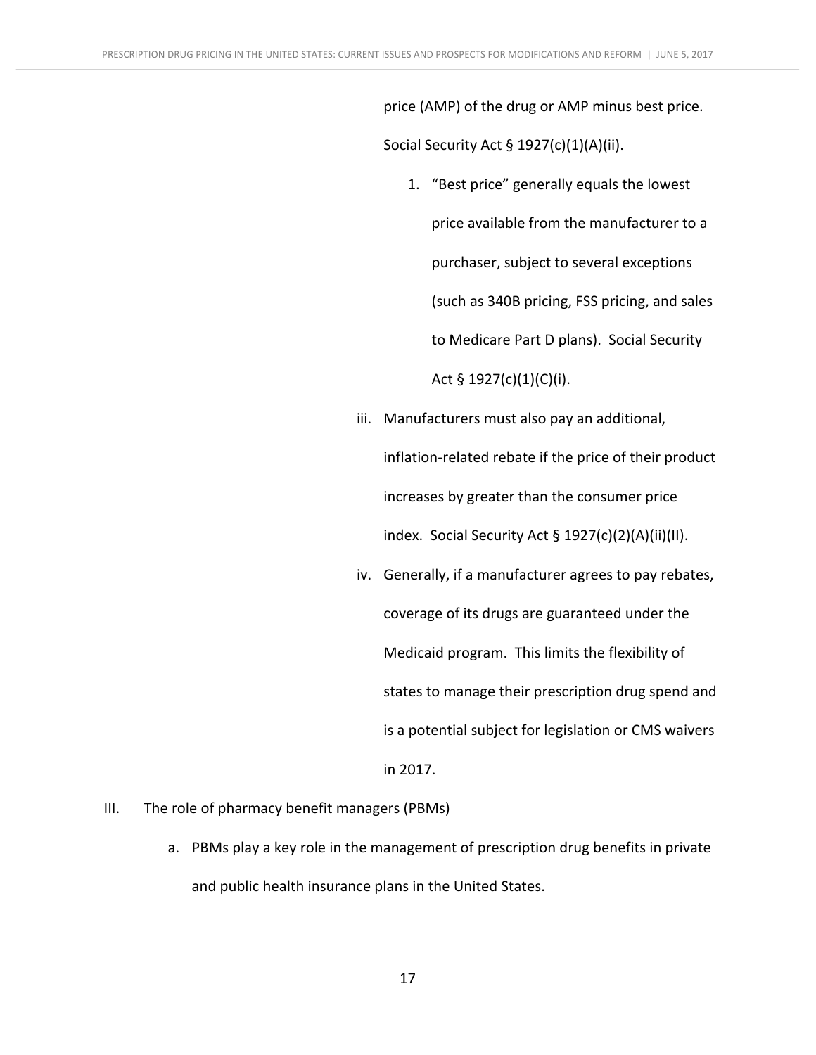price (AMP) of the drug or AMP minus best price. Social Security Act § 1927(c)(1)(A)(ii).

1. "Best price" generally equals the lowest price available from the manufacturer to a purchaser, subject to several exceptions (such as 340B pricing, FSS pricing, and sales to Medicare Part D plans). Social Security Act § 1927(c)(1)(C)(i).

iii. Manufacturers must also pay an additional, inflation-related rebate if the price of their product increases by greater than the consumer price index. Social Security Act § 1927(c)(2)(A)(ii)(II).

iv. Generally, if a manufacturer agrees to pay rebates, coverage of its drugs are guaranteed under the Medicaid program. This limits the flexibility of states to manage their prescription drug spend and is a potential subject for legislation or CMS waivers in 2017.

III. The role of pharmacy benefit managers (PBMs)

a. PBMs play a key role in the management of prescription drug benefits in private and public health insurance plans in the United States.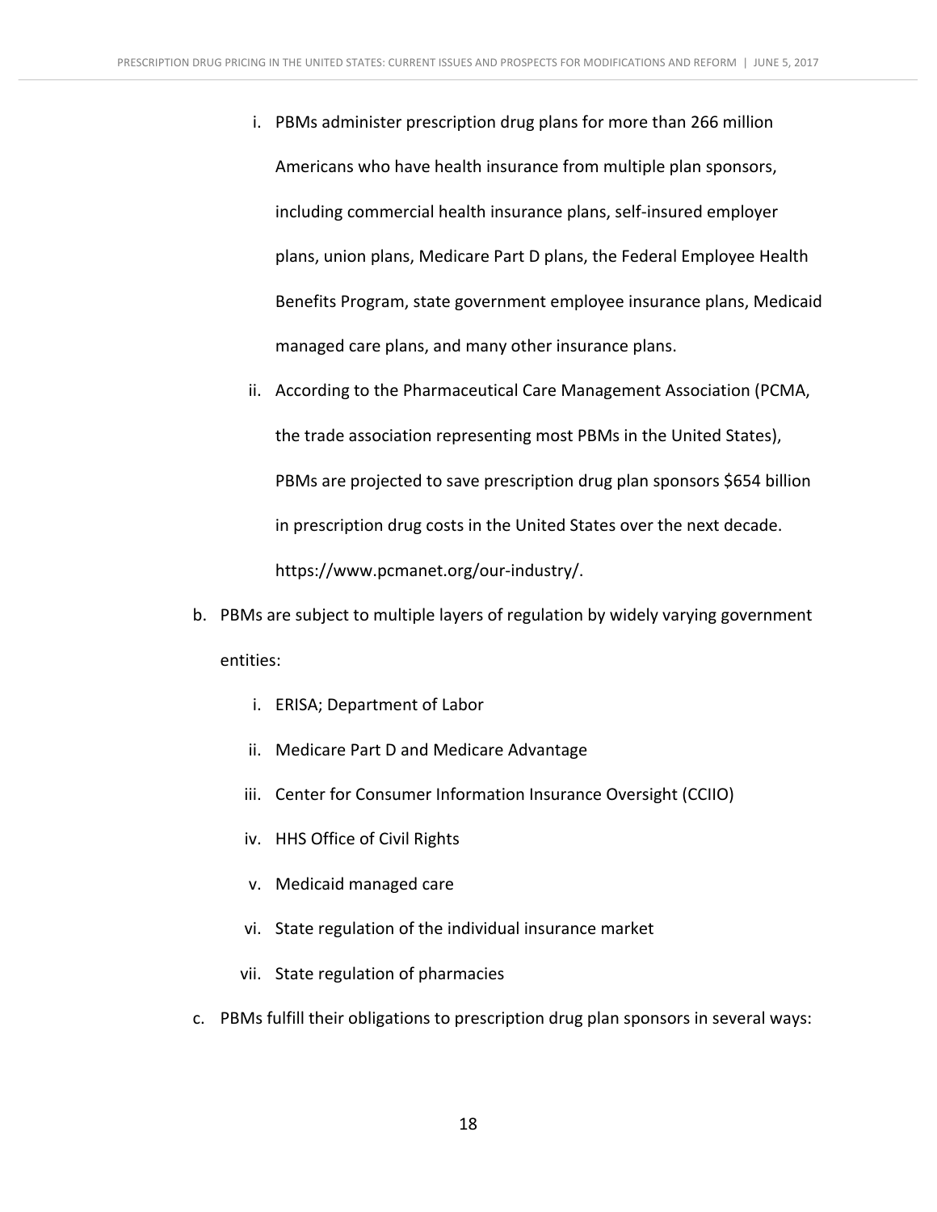i. PBMs administer prescription drug plans for more than 266 million Americans who have health insurance from multiple plan sponsors, including commercial health insurance plans, self-insured employer plans, union plans, Medicare Part D plans, the Federal Employee Health Benefits Program, state government employee insurance plans, Medicaid managed care plans, and many other insurance plans.
   ii. According to the Pharmaceutical Care Management Association (PCMA, the trade association representing most PBMs in the United States), PBMs are projected to save prescription drug plan sponsors $654 billion in prescription drug costs in the United States over the next decade. https://www.pcmanet.org/our-industry/.

b. PBMs are subject to multiple layers of regulation by widely varying government entities:
   i. ERISA; Department of Labor
   ii. Medicare Part D and Medicare Advantage
   iii. Center for Consumer Information Insurance Oversight (CCIIO)
   iv. HHS Office of Civil Rights
   v. Medicaid managed care
   vi. State regulation of the individual insurance market
   vii. State regulation of pharmacies

c. PBMs fulfill their obligations to prescription drug plan sponsors in several ways: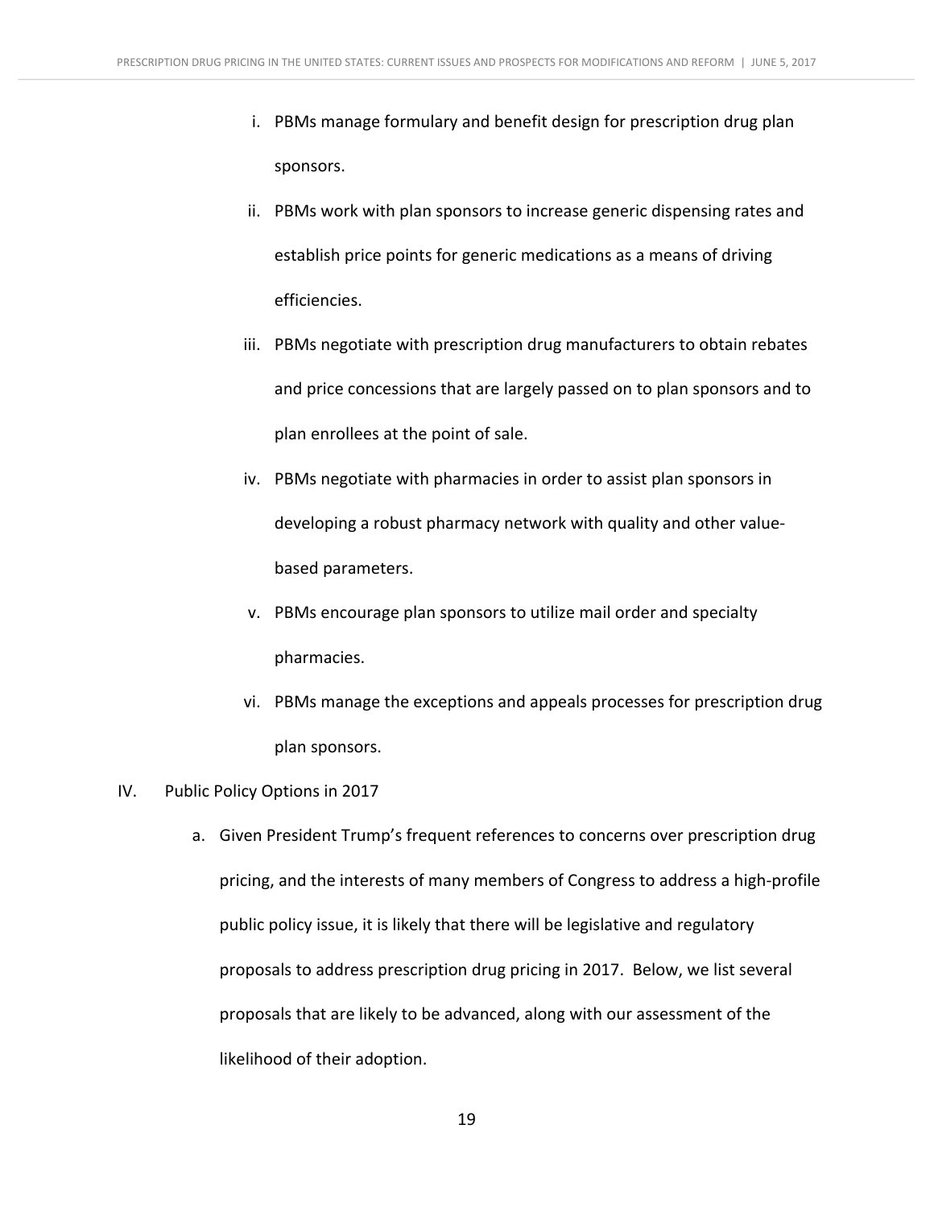i. PBMs manage formulary and benefit design for prescription drug plan sponsors.

ii. PBMs work with plan sponsors to increase generic dispensing rates and establish price points for generic medications as a means of driving efficiencies.

iii. PBMs negotiate with prescription drug manufacturers to obtain rebates and price concessions that are largely passed on to plan sponsors and to plan enrollees at the point of sale.

iv. PBMs negotiate with pharmacies in order to assist plan sponsors in developing a robust pharmacy network with quality and other value-based parameters.

v. PBMs encourage plan sponsors to utilize mail order and specialty pharmacies.

vi. PBMs manage the exceptions and appeals processes for prescription drug plan sponsors.

## IV. Public Policy Options in 2017

a. Given President Trump's frequent references to concerns over prescription drug pricing, and the interests of many members of Congress to address a high-profile public policy issue, it is likely that there will be legislative and regulatory proposals to address prescription drug pricing in 2017. Below, we list several proposals that are likely to be advanced, along with our assessment of the likelihood of their adoption.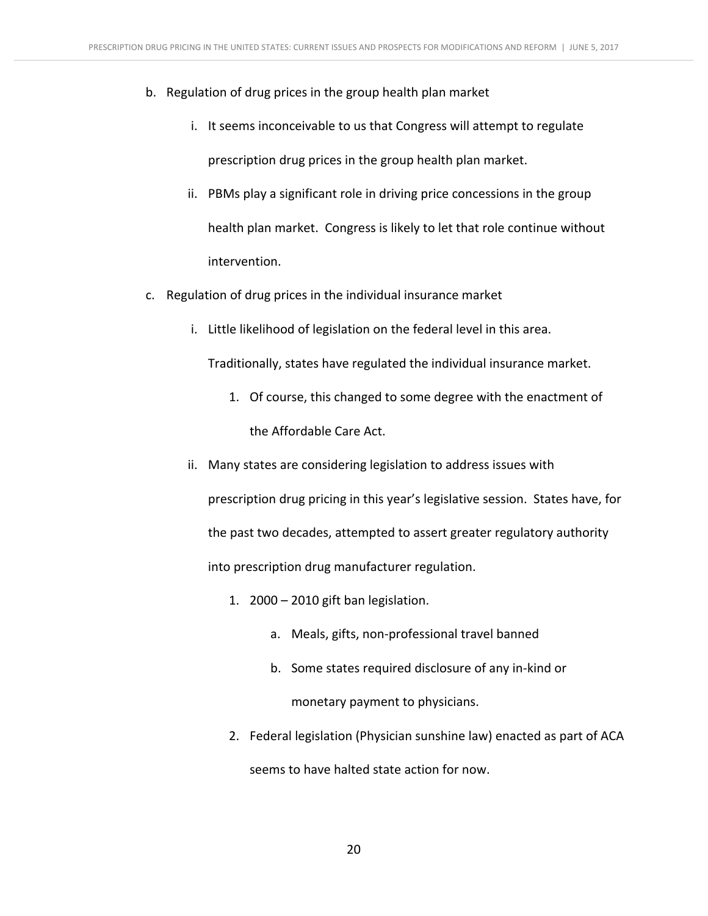b. Regulation of drug prices in the group health plan market

    i. It seems inconceivable to us that Congress will attempt to regulate prescription drug prices in the group health plan market.

    ii. PBMs play a significant role in driving price concessions in the group health plan market. Congress is likely to let that role continue without intervention.

c. Regulation of drug prices in the individual insurance market

    i. Little likelihood of legislation on the federal level in this area. Traditionally, states have regulated the individual insurance market.

        1. Of course, this changed to some degree with the enactment of the Affordable Care Act.

    ii. Many states are considering legislation to address issues with prescription drug pricing in this year's legislative session. States have, for the past two decades, attempted to assert greater regulatory authority into prescription drug manufacturer regulation.

        1. 2000 – 2010 gift ban legislation.

            a. Meals, gifts, non-professional travel banned

            b. Some states required disclosure of any in-kind or monetary payment to physicians.

        2. Federal legislation (Physician sunshine law) enacted as part of ACA seems to have halted state action for now.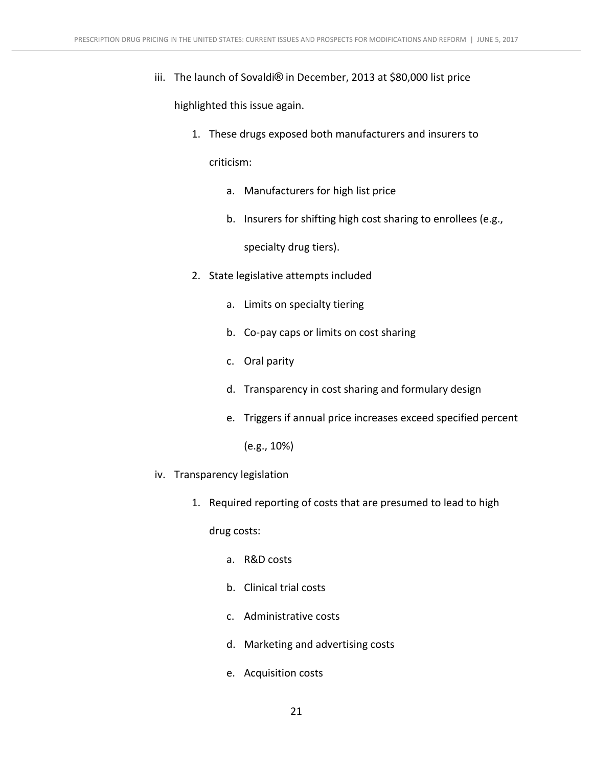iii. The launch of Sovaldi® in December, 2013 at $80,000 list price highlighted this issue again.

   1. These drugs exposed both manufacturers and insurers to criticism:

      a. Manufacturers for high list price

      b. Insurers for shifting high cost sharing to enrollees (e.g., specialty drug tiers).

   2. State legislative attempts included

      a. Limits on specialty tiering

      b. Co-pay caps or limits on cost sharing

      c. Oral parity

      d. Transparency in cost sharing and formulary design

      e. Triggers if annual price increases exceed specified percent (e.g., 10%)

iv. Transparency legislation

   1. Required reporting of costs that are presumed to lead to high drug costs:

      a. R&D costs

      b. Clinical trial costs

      c. Administrative costs

      d. Marketing and advertising costs

      e. Acquisition costs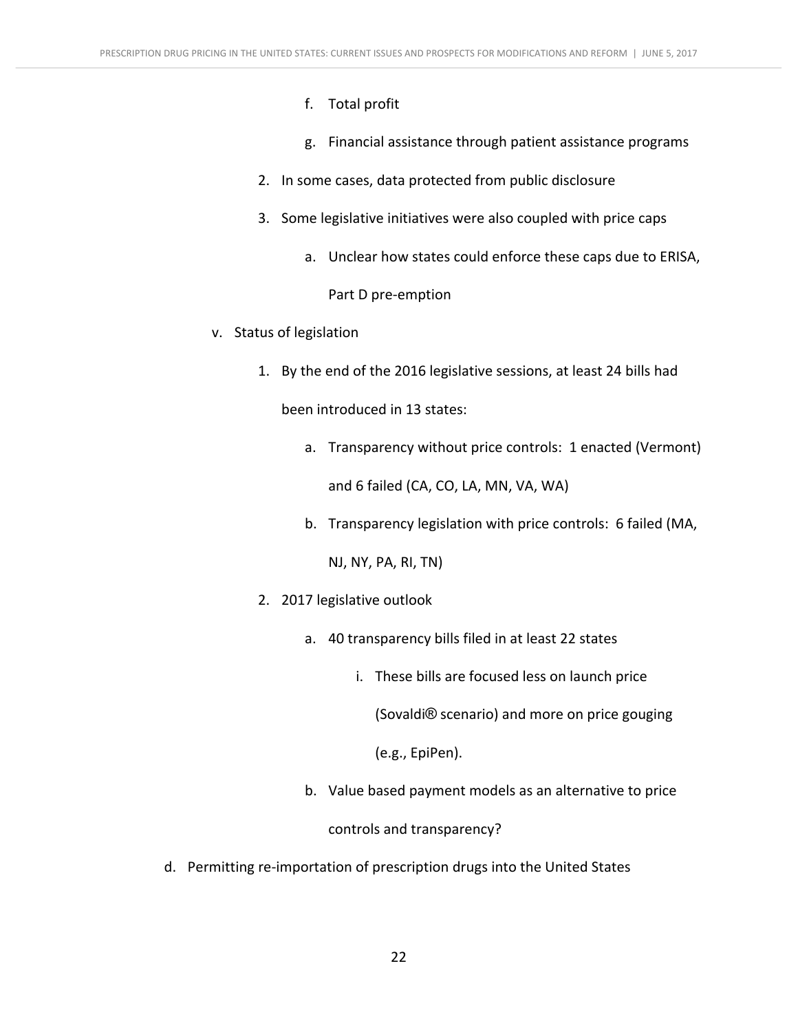f. Total profit

g. Financial assistance through patient assistance programs

2. In some cases, data protected from public disclosure

3. Some legislative initiatives were also coupled with price caps

   a. Unclear how states could enforce these caps due to ERISA, Part D pre-emption

v. Status of legislation

1. By the end of the 2016 legislative sessions, at least 24 bills had been introduced in 13 states:

   a. Transparency without price controls: 1 enacted (Vermont) and 6 failed (CA, CO, LA, MN, VA, WA)

   b. Transparency legislation with price controls: 6 failed (MA, NJ, NY, PA, RI, TN)

2. 2017 legislative outlook

   a. 40 transparency bills filed in at least 22 states

      i. These bills are focused less on launch price (Sovaldi® scenario) and more on price gouging (e.g., EpiPen).

   b. Value based payment models as an alternative to price controls and transparency?

d. Permitting re-importation of prescription drugs into the United States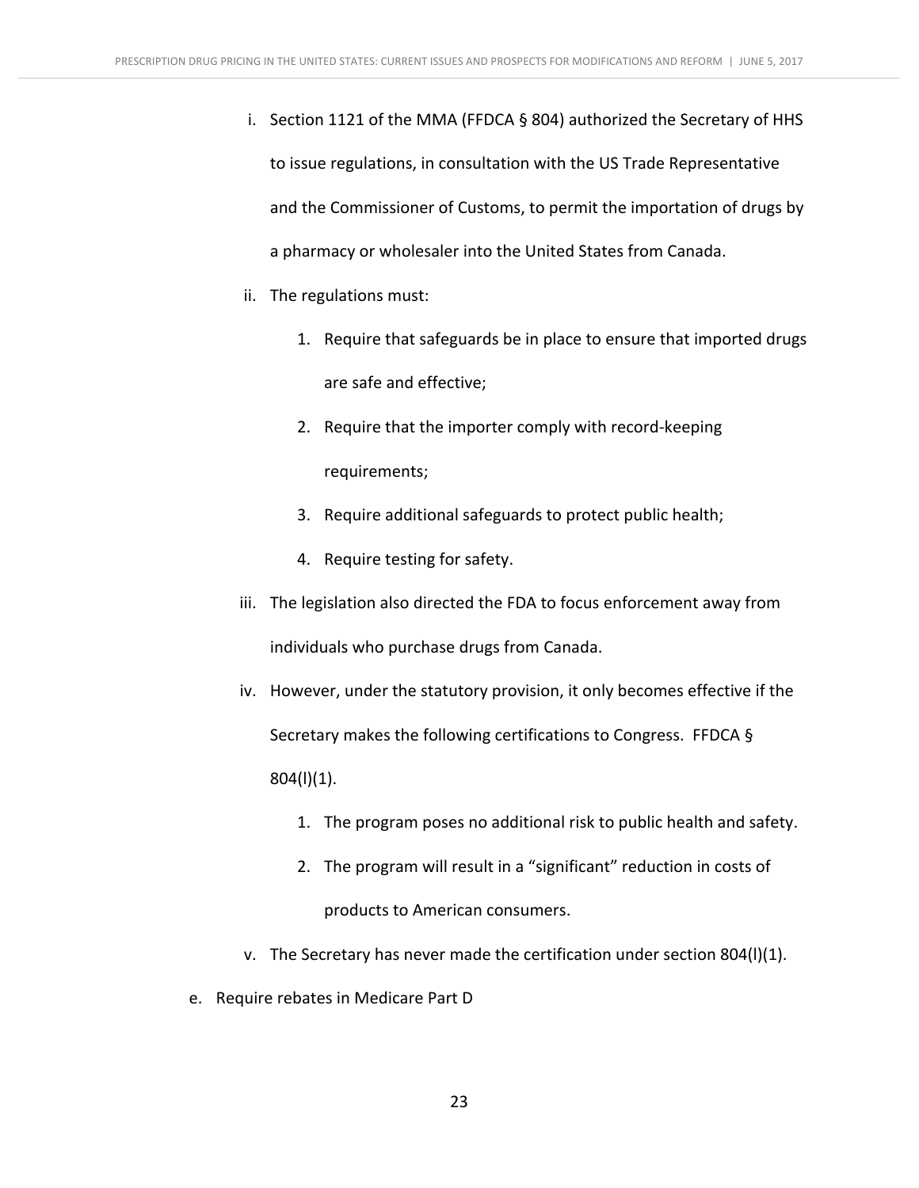i. Section 1121 of the MMA (FFDCA § 804) authorized the Secretary of HHS to issue regulations, in consultation with the US Trade Representative and the Commissioner of Customs, to permit the importation of drugs by a pharmacy or wholesaler into the United States from Canada.

ii. The regulations must:

   1. Require that safeguards be in place to ensure that imported drugs are safe and effective;
   2. Require that the importer comply with record-keeping requirements;
   3. Require additional safeguards to protect public health;
   4. Require testing for safety.

iii. The legislation also directed the FDA to focus enforcement away from individuals who purchase drugs from Canada.

iv. However, under the statutory provision, it only becomes effective if the Secretary makes the following certifications to Congress. FFDCA § 804(l)(1).

   1. The program poses no additional risk to public health and safety.
   2. The program will result in a "significant" reduction in costs of products to American consumers.

v. The Secretary has never made the certification under section 804(l)(1).

e. Require rebates in Medicare Part D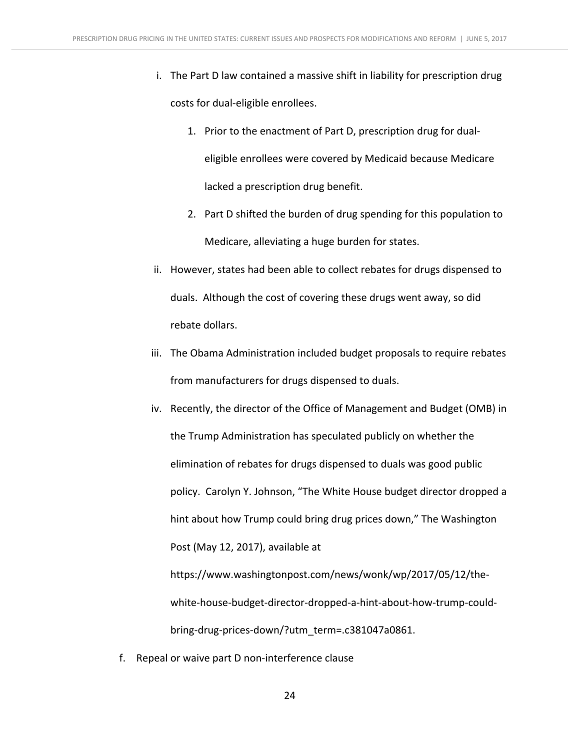i. The Part D law contained a massive shift in liability for prescription drug costs for dual-eligible enrollees.

   1. Prior to the enactment of Part D, prescription drug for dual-eligible enrollees were covered by Medicaid because Medicare lacked a prescription drug benefit.
   2. Part D shifted the burden of drug spending for this population to Medicare, alleviating a huge burden for states.

ii. However, states had been able to collect rebates for drugs dispensed to duals. Although the cost of covering these drugs went away, so did rebate dollars.

iii. The Obama Administration included budget proposals to require rebates from manufacturers for drugs dispensed to duals.

iv. Recently, the director of the Office of Management and Budget (OMB) in the Trump Administration has speculated publicly on whether the elimination of rebates for drugs dispensed to duals was good public policy. Carolyn Y. Johnson, "The White House budget director dropped a hint about how Trump could bring drug prices down," The Washington Post (May 12, 2017), available at https://www.washingtonpost.com/news/wonk/wp/2017/05/12/the-white-house-budget-director-dropped-a-hint-about-how-trump-could-bring-drug-prices-down/?utm_term=.c381047a0861.

f. Repeal or waive part D non-interference clause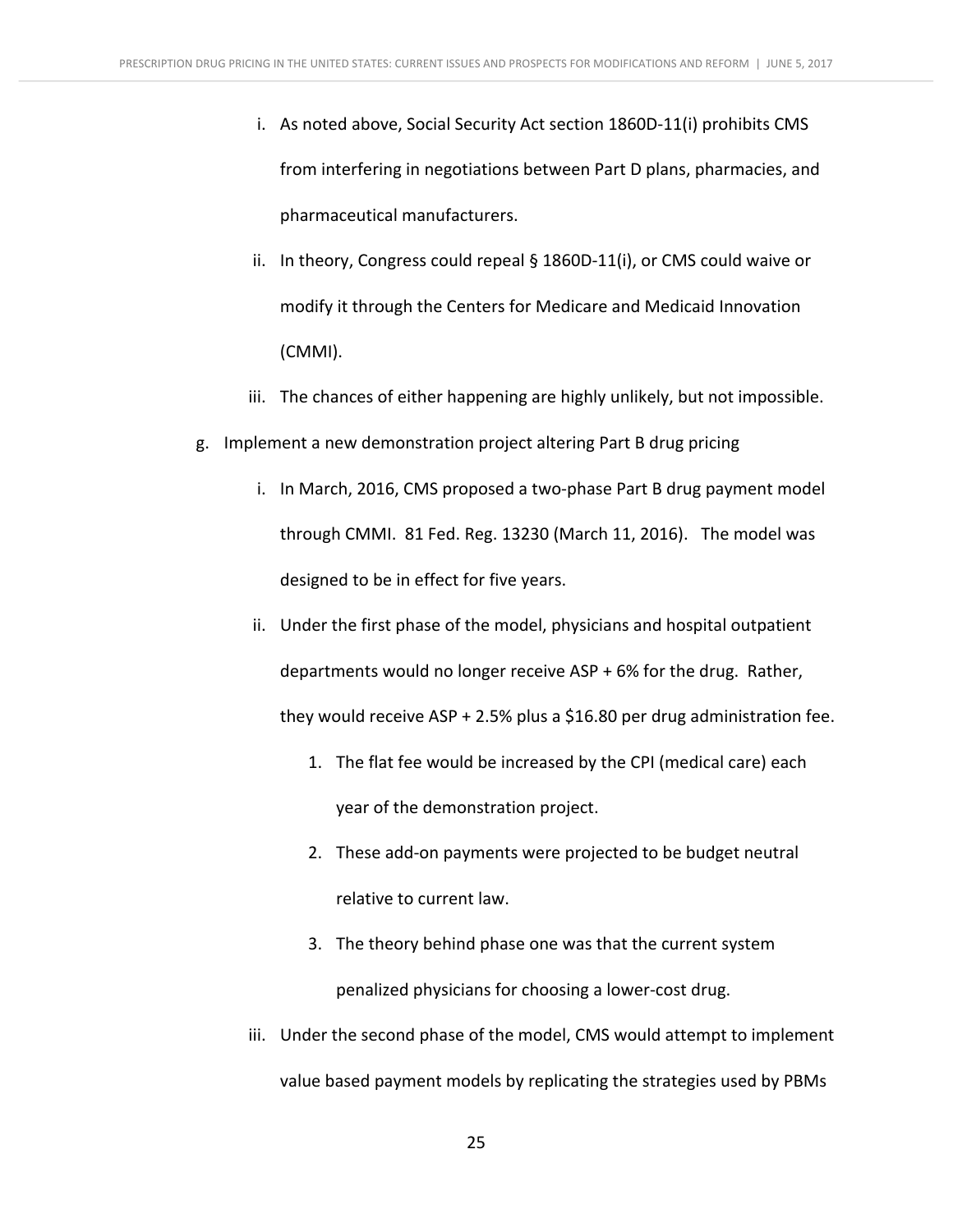i. As noted above, Social Security Act section 1860D-11(i) prohibits CMS from interfering in negotiations between Part D plans, pharmacies, and pharmaceutical manufacturers.

ii. In theory, Congress could repeal § 1860D-11(i), or CMS could waive or modify it through the Centers for Medicare and Medicaid Innovation (CMMI).

iii. The chances of either happening are highly unlikely, but not impossible.

g. Implement a new demonstration project altering Part B drug pricing

i. In March, 2016, CMS proposed a two-phase Part B drug payment model through CMMI. 81 Fed. Reg. 13230 (March 11, 2016). The model was designed to be in effect for five years.

ii. Under the first phase of the model, physicians and hospital outpatient departments would no longer receive ASP + 6% for the drug. Rather, they would receive ASP + 2.5% plus a $16.80 per drug administration fee.

1. The flat fee would be increased by the CPI (medical care) each year of the demonstration project.
2. These add-on payments were projected to be budget neutral relative to current law.
3. The theory behind phase one was that the current system penalized physicians for choosing a lower-cost drug.

iii. Under the second phase of the model, CMS would attempt to implement value based payment models by replicating the strategies used by PBMs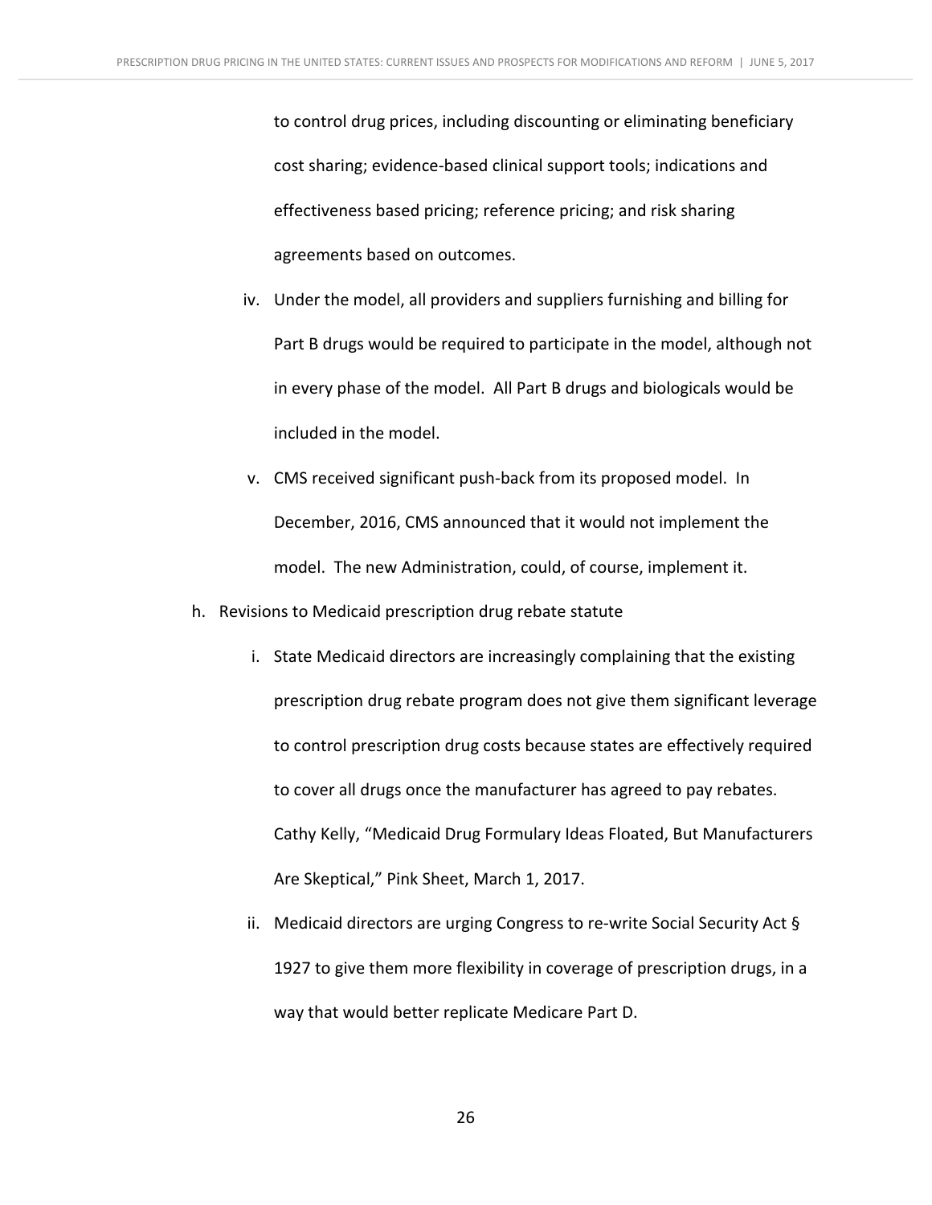to control drug prices, including discounting or eliminating beneficiary cost sharing; evidence-based clinical support tools; indications and effectiveness based pricing; reference pricing; and risk sharing agreements based on outcomes.

iv. Under the model, all providers and suppliers furnishing and billing for Part B drugs would be required to participate in the model, although not in every phase of the model. All Part B drugs and biologicals would be included in the model.

v. CMS received significant push-back from its proposed model. In December, 2016, CMS announced that it would not implement the model. The new Administration, could, of course, implement it.

h. Revisions to Medicaid prescription drug rebate statute

   i. State Medicaid directors are increasingly complaining that the existing prescription drug rebate program does not give them significant leverage to control prescription drug costs because states are effectively required to cover all drugs once the manufacturer has agreed to pay rebates. Cathy Kelly, "Medicaid Drug Formulary Ideas Floated, But Manufacturers Are Skeptical," Pink Sheet, March 1, 2017.

   ii. Medicaid directors are urging Congress to re-write Social Security Act § 1927 to give them more flexibility in coverage of prescription drugs, in a way that would better replicate Medicare Part D.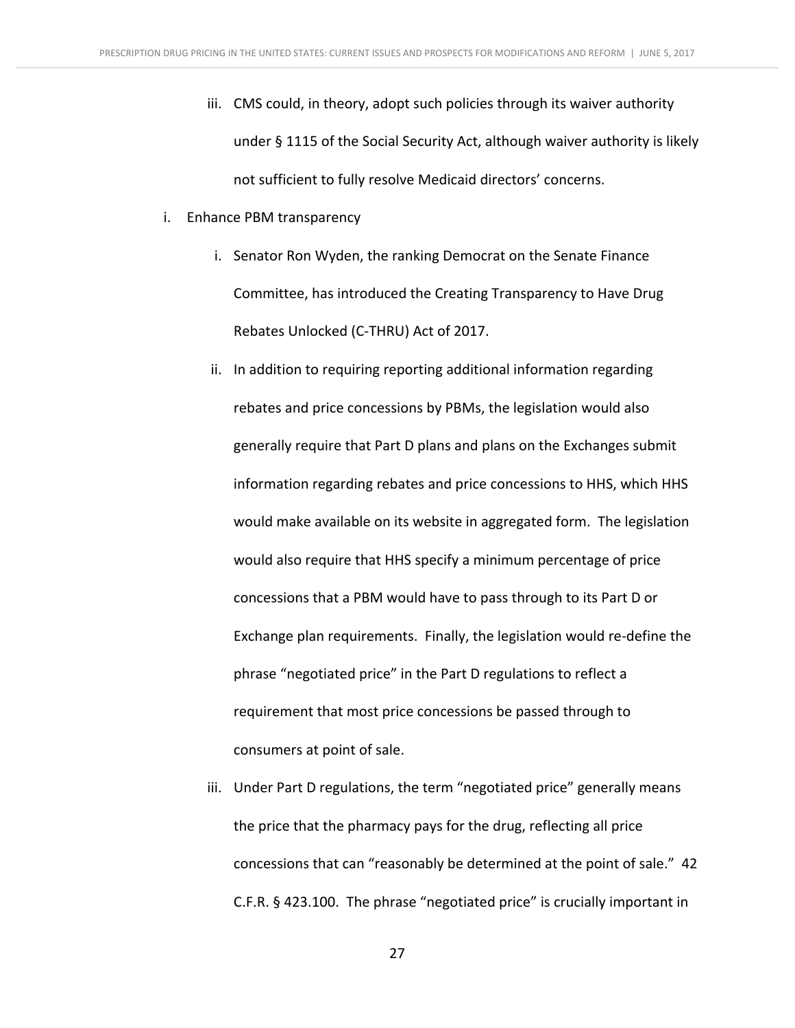iii. CMS could, in theory, adopt such policies through its waiver authority under § 1115 of the Social Security Act, although waiver authority is likely not sufficient to fully resolve Medicaid directors' concerns.

i. Enhance PBM transparency

   i. Senator Ron Wyden, the ranking Democrat on the Senate Finance Committee, has introduced the Creating Transparency to Have Drug Rebates Unlocked (C-THRU) Act of 2017.

   ii. In addition to requiring reporting additional information regarding rebates and price concessions by PBMs, the legislation would also generally require that Part D plans and plans on the Exchanges submit information regarding rebates and price concessions to HHS, which HHS would make available on its website in aggregated form. The legislation would also require that HHS specify a minimum percentage of price concessions that a PBM would have to pass through to its Part D or Exchange plan requirements. Finally, the legislation would re-define the phrase "negotiated price" in the Part D regulations to reflect a requirement that most price concessions be passed through to consumers at point of sale.

   iii. Under Part D regulations, the term "negotiated price" generally means the price that the pharmacy pays for the drug, reflecting all price concessions that can "reasonably be determined at the point of sale." 42 C.F.R. § 423.100. The phrase "negotiated price" is crucially important in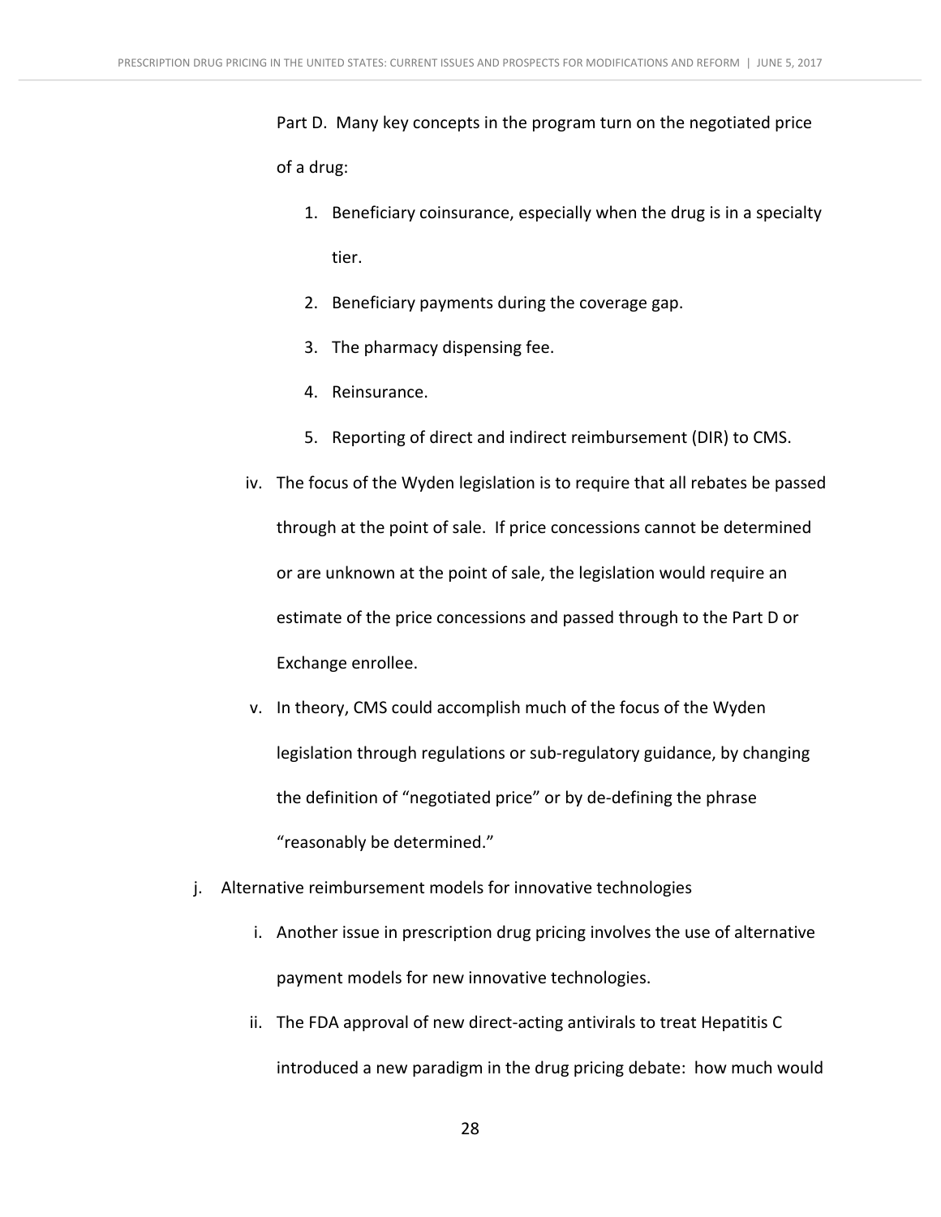Part D. Many key concepts in the program turn on the negotiated price of a drug:

1. Beneficiary coinsurance, especially when the drug is in a specialty tier.
2. Beneficiary payments during the coverage gap.
3. The pharmacy dispensing fee.
4. Reinsurance.
5. Reporting of direct and indirect reimbursement (DIR) to CMS.

iv. The focus of the Wyden legislation is to require that all rebates be passed through at the point of sale. If price concessions cannot be determined or are unknown at the point of sale, the legislation would require an estimate of the price concessions and passed through to the Part D or Exchange enrollee.

v. In theory, CMS could accomplish much of the focus of the Wyden legislation through regulations or sub-regulatory guidance, by changing the definition of "negotiated price" or by de-defining the phrase "reasonably be determined."

j. Alternative reimbursement models for innovative technologies

i. Another issue in prescription drug pricing involves the use of alternative payment models for new innovative technologies.

ii. The FDA approval of new direct-acting antivirals to treat Hepatitis C introduced a new paradigm in the drug pricing debate: how much would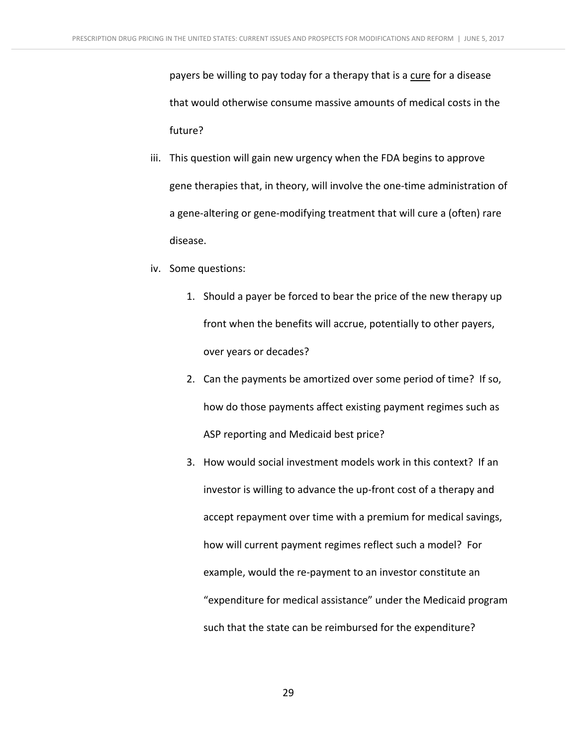payers be willing to pay today for a therapy that is a <u>cure</u> for a disease that would otherwise consume massive amounts of medical costs in the future?

iii. This question will gain new urgency when the FDA begins to approve gene therapies that, in theory, will involve the one-time administration of a gene-altering or gene-modifying treatment that will cure a (often) rare disease.

iv. Some questions:

   1. Should a payer be forced to bear the price of the new therapy up front when the benefits will accrue, potentially to other payers, over years or decades?

   2. Can the payments be amortized over some period of time? If so, how do those payments affect existing payment regimes such as ASP reporting and Medicaid best price?

   3. How would social investment models work in this context? If an investor is willing to advance the up-front cost of a therapy and accept repayment over time with a premium for medical savings, how will current payment regimes reflect such a model? For example, would the re-payment to an investor constitute an "expenditure for medical assistance" under the Medicaid program such that the state can be reimbursed for the expenditure?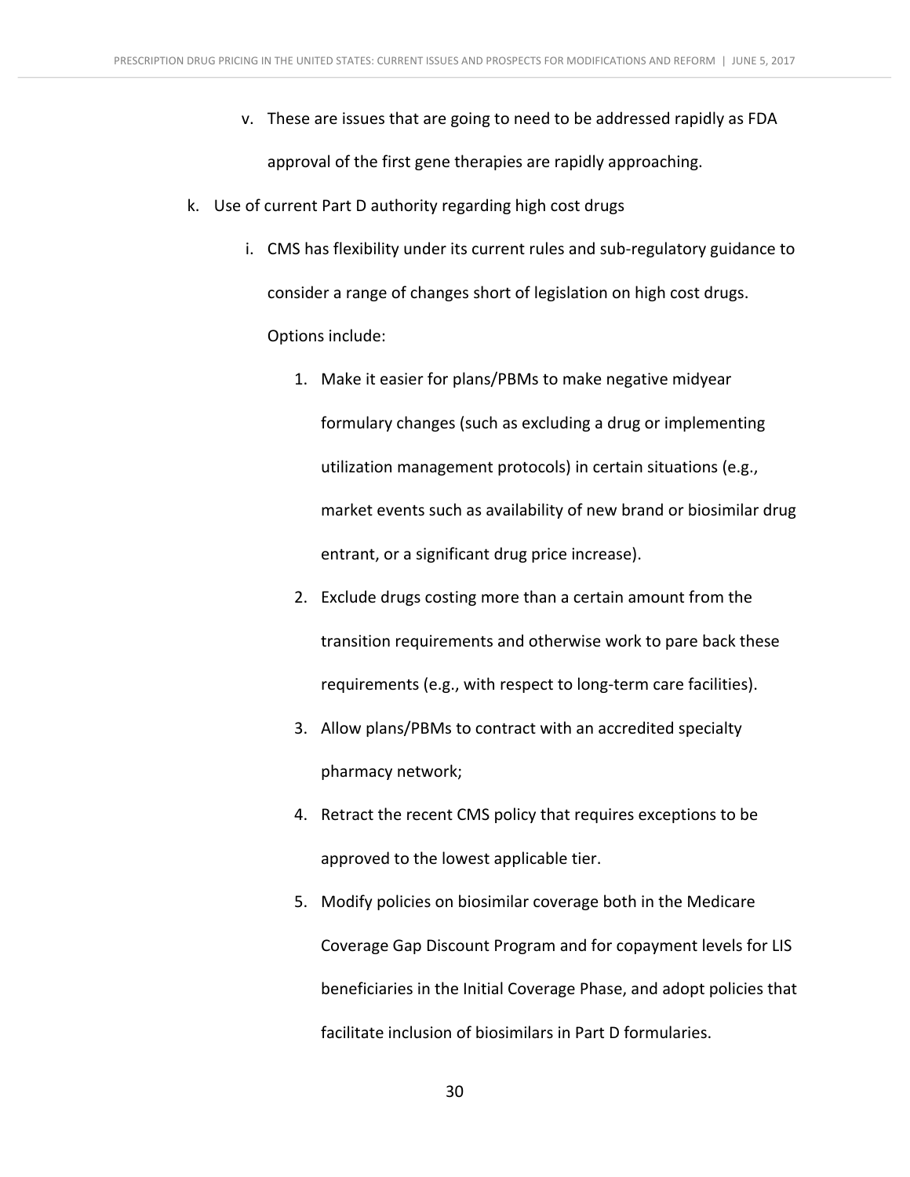v. These are issues that are going to need to be addressed rapidly as FDA approval of the first gene therapies are rapidly approaching.

k. Use of current Part D authority regarding high cost drugs

   i. CMS has flexibility under its current rules and sub-regulatory guidance to consider a range of changes short of legislation on high cost drugs. Options include:

      1. Make it easier for plans/PBMs to make negative midyear formulary changes (such as excluding a drug or implementing utilization management protocols) in certain situations (e.g., market events such as availability of new brand or biosimilar drug entrant, or a significant drug price increase).
      2. Exclude drugs costing more than a certain amount from the transition requirements and otherwise work to pare back these requirements (e.g., with respect to long-term care facilities).
      3. Allow plans/PBMs to contract with an accredited specialty pharmacy network;
      4. Retract the recent CMS policy that requires exceptions to be approved to the lowest applicable tier.
      5. Modify policies on biosimilar coverage both in the Medicare Coverage Gap Discount Program and for copayment levels for LIS beneficiaries in the Initial Coverage Phase, and adopt policies that facilitate inclusion of biosimilars in Part D formularies.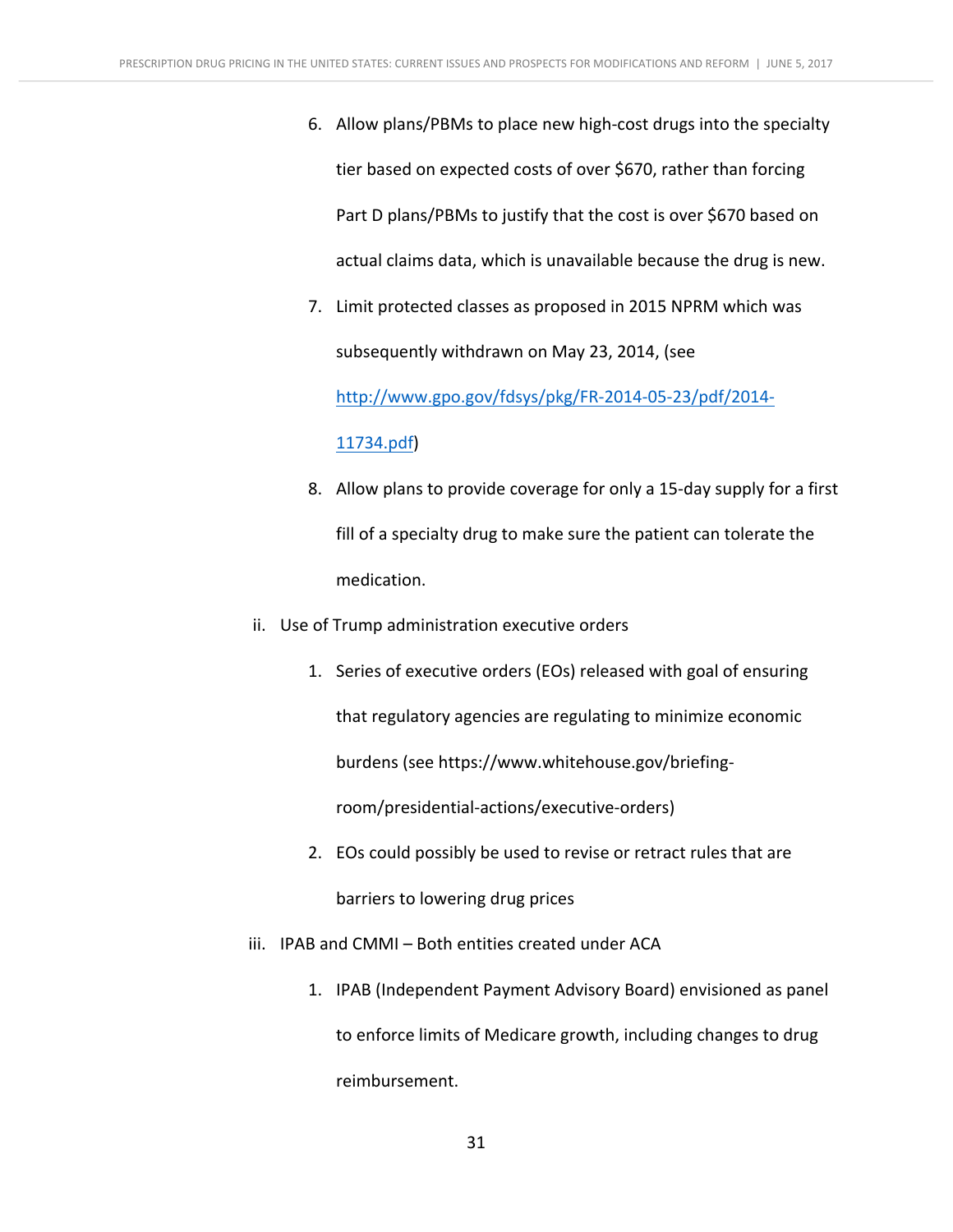6. Allow plans/PBMs to place new high-cost drugs into the specialty tier based on expected costs of over $670, rather than forcing Part D plans/PBMs to justify that the cost is over $670 based on actual claims data, which is unavailable because the drug is new.
7. Limit protected classes as proposed in 2015 NPRM which was subsequently withdrawn on May 23, 2014, (see [http://www.gpo.gov/fdsys/pkg/FR-2014-05-23/pdf/2014-11734.pdf](http://www.gpo.gov/fdsys/pkg/FR-2014-05-23/pdf/2014-11734.pdf))
8. Allow plans to provide coverage for only a 15-day supply for a first fill of a specialty drug to make sure the patient can tolerate the medication.

ii. Use of Trump administration executive orders

1. Series of executive orders (EOs) released with goal of ensuring that regulatory agencies are regulating to minimize economic burdens (see https://www.whitehouse.gov/briefing-room/presidential-actions/executive-orders)
2. EOs could possibly be used to revise or retract rules that are barriers to lowering drug prices

iii. IPAB and CMMI – Both entities created under ACA

1. IPAB (Independent Payment Advisory Board) envisioned as panel to enforce limits of Medicare growth, including changes to drug reimbursement.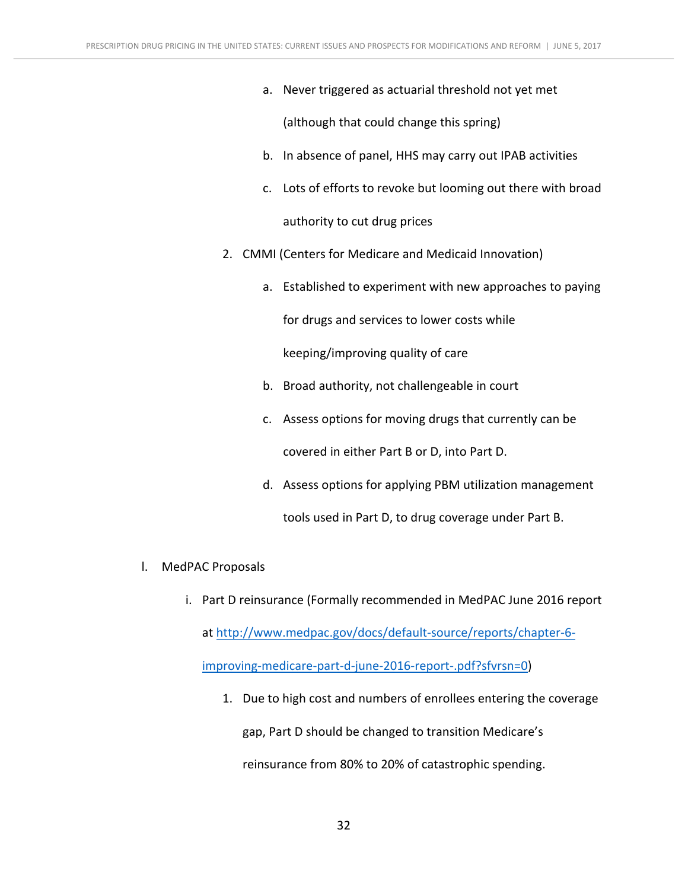a. Never triggered as actuarial threshold not yet met (although that could change this spring)

b. In absence of panel, HHS may carry out IPAB activities

c. Lots of efforts to revoke but looming out there with broad authority to cut drug prices

2. CMMI (Centers for Medicare and Medicaid Innovation)

   a. Established to experiment with new approaches to paying for drugs and services to lower costs while keeping/improving quality of care

   b. Broad authority, not challengeable in court

   c. Assess options for moving drugs that currently can be covered in either Part B or D, into Part D.

   d. Assess options for applying PBM utilization management tools used in Part D, to drug coverage under Part B.

l. MedPAC Proposals

   i. Part D reinsurance (Formally recommended in MedPAC June 2016 report at [http://www.medpac.gov/docs/default-source/reports/chapter-6-improving-medicare-part-d-june-2016-report-.pdf?sfvrsn=0](http://www.medpac.gov/docs/default-source/reports/chapter-6-improving-medicare-part-d-june-2016-report-.pdf?sfvrsn=0))

      1. Due to high cost and numbers of enrollees entering the coverage gap, Part D should be changed to transition Medicare's reinsurance from 80% to 20% of catastrophic spending.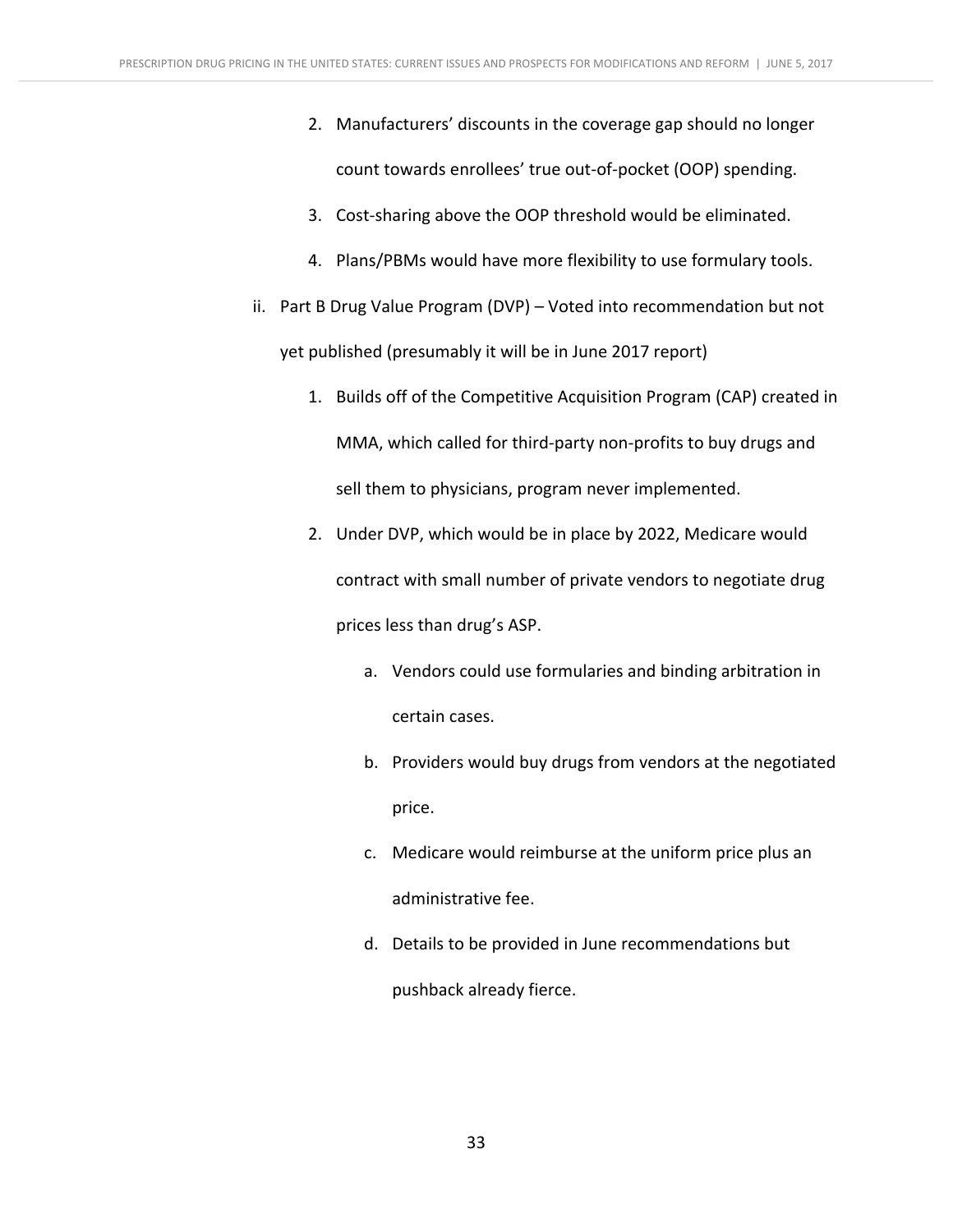2. Manufacturers' discounts in the coverage gap should no longer count towards enrollees' true out-of-pocket (OOP) spending.
3. Cost-sharing above the OOP threshold would be eliminated.
4. Plans/PBMs would have more flexibility to use formulary tools.

ii. Part B Drug Value Program (DVP) – Voted into recommendation but not yet published (presumably it will be in June 2017 report)

1. Builds off of the Competitive Acquisition Program (CAP) created in MMA, which called for third-party non-profits to buy drugs and sell them to physicians, program never implemented.
2. Under DVP, which would be in place by 2022, Medicare would contract with small number of private vendors to negotiate drug prices less than drug's ASP.
    a. Vendors could use formularies and binding arbitration in certain cases.
    b. Providers would buy drugs from vendors at the negotiated price.
    c. Medicare would reimburse at the uniform price plus an administrative fee.
    d. Details to be provided in June recommendations but pushback already fierce.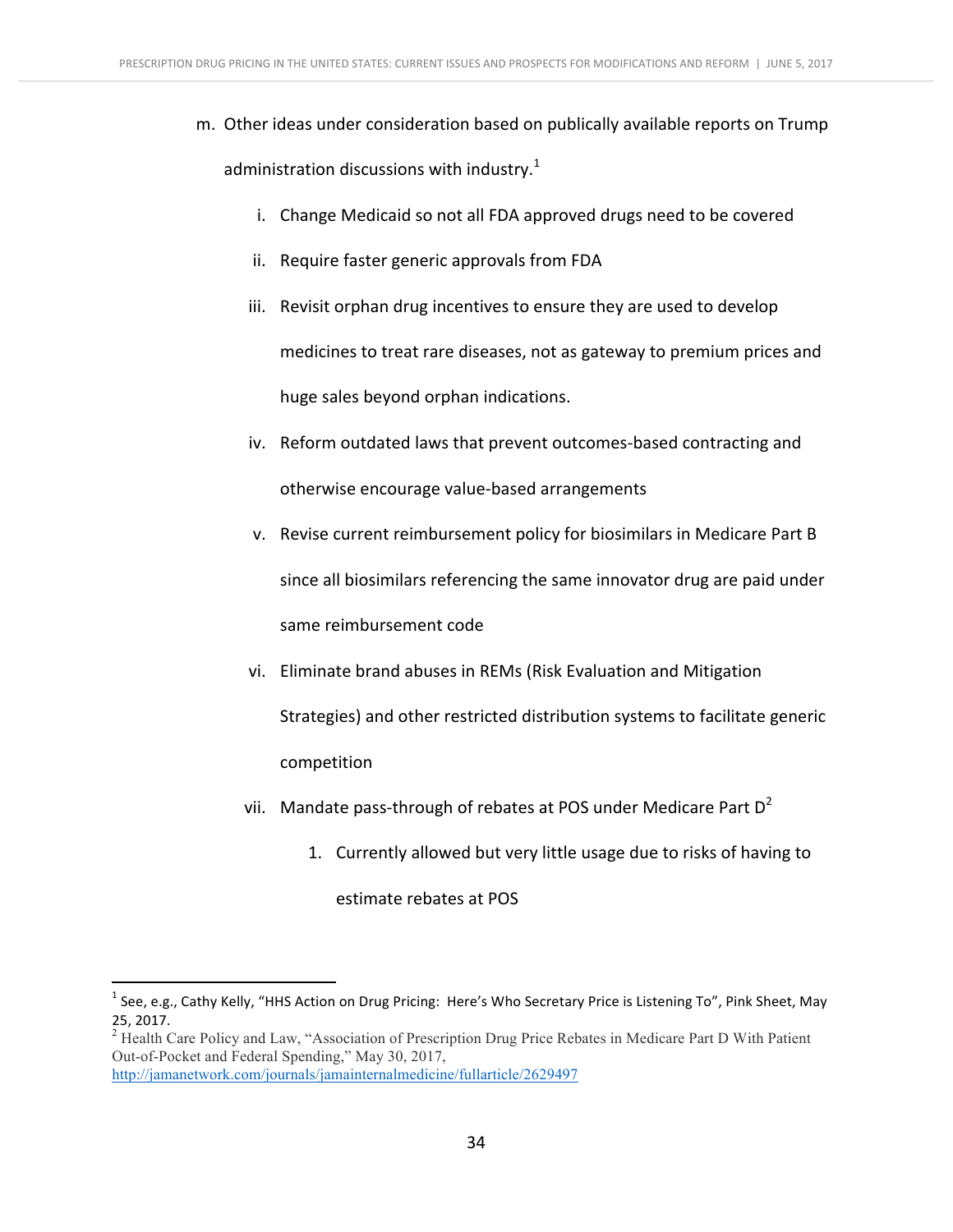m. Other ideas under consideration based on publically available reports on Trump administration discussions with industry.[1]

    i. Change Medicaid so not all FDA approved drugs need to be covered

    ii. Require faster generic approvals from FDA

    iii. Revisit orphan drug incentives to ensure they are used to develop medicines to treat rare diseases, not as gateway to premium prices and huge sales beyond orphan indications.

    iv. Reform outdated laws that prevent outcomes-based contracting and otherwise encourage value-based arrangements

    v. Revise current reimbursement policy for biosimilars in Medicare Part B since all biosimilars referencing the same innovator drug are paid under same reimbursement code

    vi. Eliminate brand abuses in REMs (Risk Evaluation and Mitigation Strategies) and other restricted distribution systems to facilitate generic competition

    vii. Mandate pass-through of rebates at POS under Medicare Part D[2]

        1. Currently allowed but very little usage due to risks of having to estimate rebates at POS

---

[1] See, e.g., Cathy Kelly, "HHS Action on Drug Pricing: Here's Who Secretary Price is Listening To", Pink Sheet, May 25, 2017.

[2] Health Care Policy and Law, "Association of Prescription Drug Price Rebates in Medicare Part D With Patient Out-of-Pocket and Federal Spending," May 30, 2017, http://jamanetwork.com/journals/jamainternalmedicine/fullarticle/2629497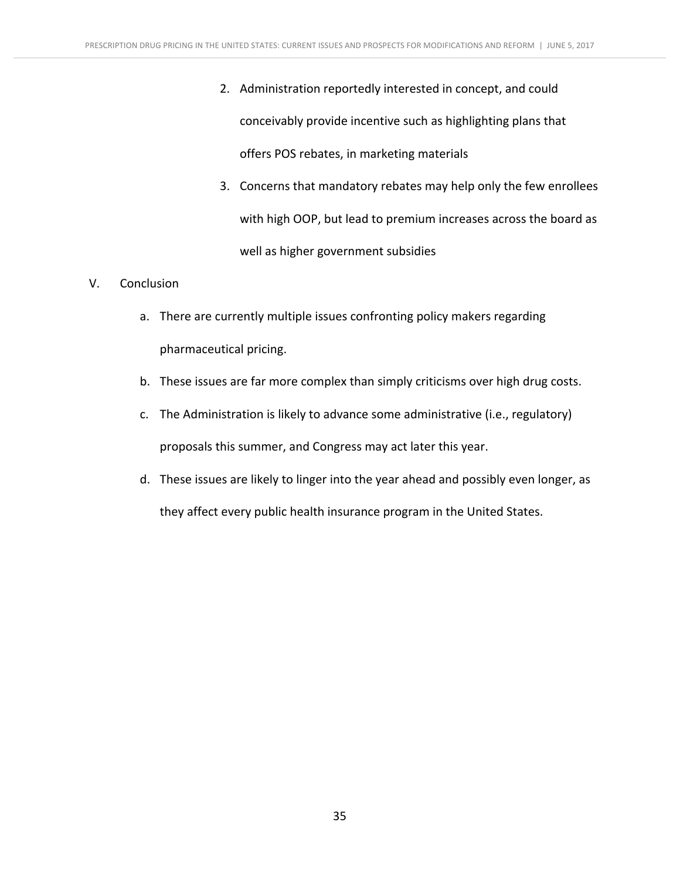2. Administration reportedly interested in concept, and could conceivably provide incentive such as highlighting plans that offers POS rebates, in marketing materials
3. Concerns that mandatory rebates may help only the few enrollees with high OOP, but lead to premium increases across the board as well as higher government subsidies

V. Conclusion

a. There are currently multiple issues confronting policy makers regarding pharmaceutical pricing.

b. These issues are far more complex than simply criticisms over high drug costs.

c. The Administration is likely to advance some administrative (i.e., regulatory) proposals this summer, and Congress may act later this year.

d. These issues are likely to linger into the year ahead and possibly even longer, as they affect every public health insurance program in the United States.